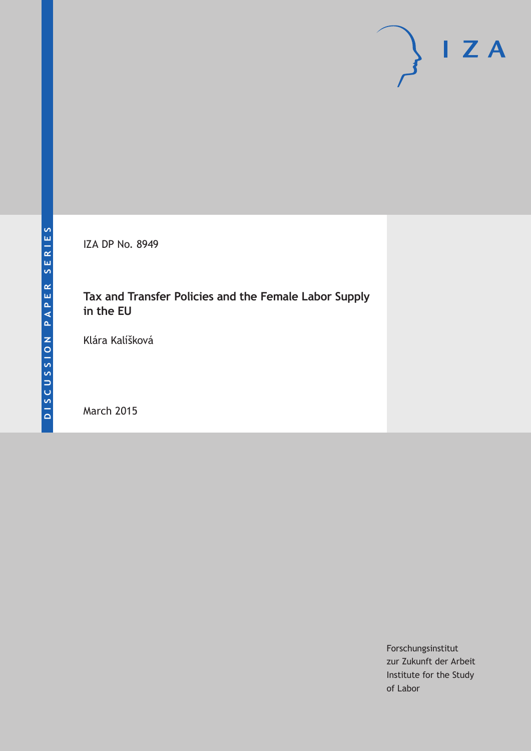DISCUSSION PAPER SERIES

IZA DP No. 8949

# Tax and Transfer Policies and the Female Labor Supply in the EU

Klára Kalíšková

March 2015

Forschungsinstitut
zur Zukunft der Arbeit
Institute for the Study
of Labor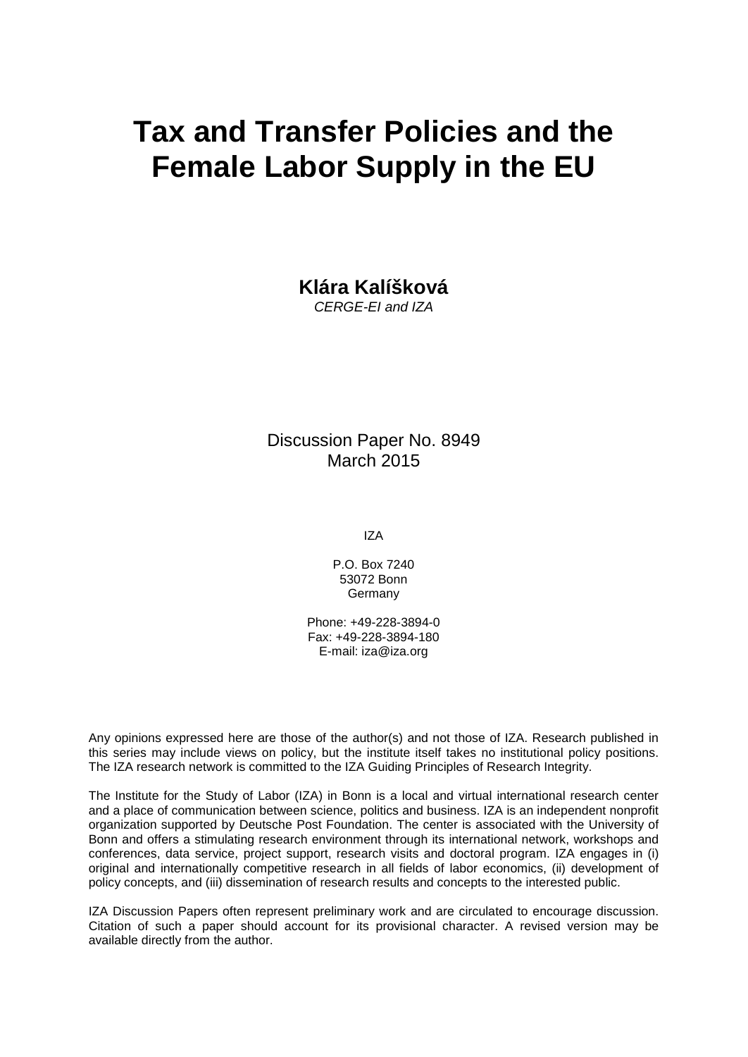# Tax and Transfer Policies and the Female Labor Supply in the EU

**Klára Kalíšková**
*CERGE-EI and IZA*

Discussion Paper No. 8949
March 2015

IZA

P.O. Box 7240
53072 Bonn
Germany

Phone: +49-228-3894-0
Fax: +49-228-3894-180
E-mail: iza@iza.org

Any opinions expressed here are those of the author(s) and not those of IZA. Research published in this series may include views on policy, but the institute itself takes no institutional policy positions. The IZA research network is committed to the IZA Guiding Principles of Research Integrity.

The Institute for the Study of Labor (IZA) in Bonn is a local and virtual international research center and a place of communication between science, politics and business. IZA is an independent nonprofit organization supported by Deutsche Post Foundation. The center is associated with the University of Bonn and offers a stimulating research environment through its international network, workshops and conferences, data service, project support, research visits and doctoral program. IZA engages in (i) original and internationally competitive research in all fields of labor economics, (ii) development of policy concepts, and (iii) dissemination of research results and concepts to the interested public.

IZA Discussion Papers often represent preliminary work and are circulated to encourage discussion. Citation of such a paper should account for its provisional character. A revised version may be available directly from the author.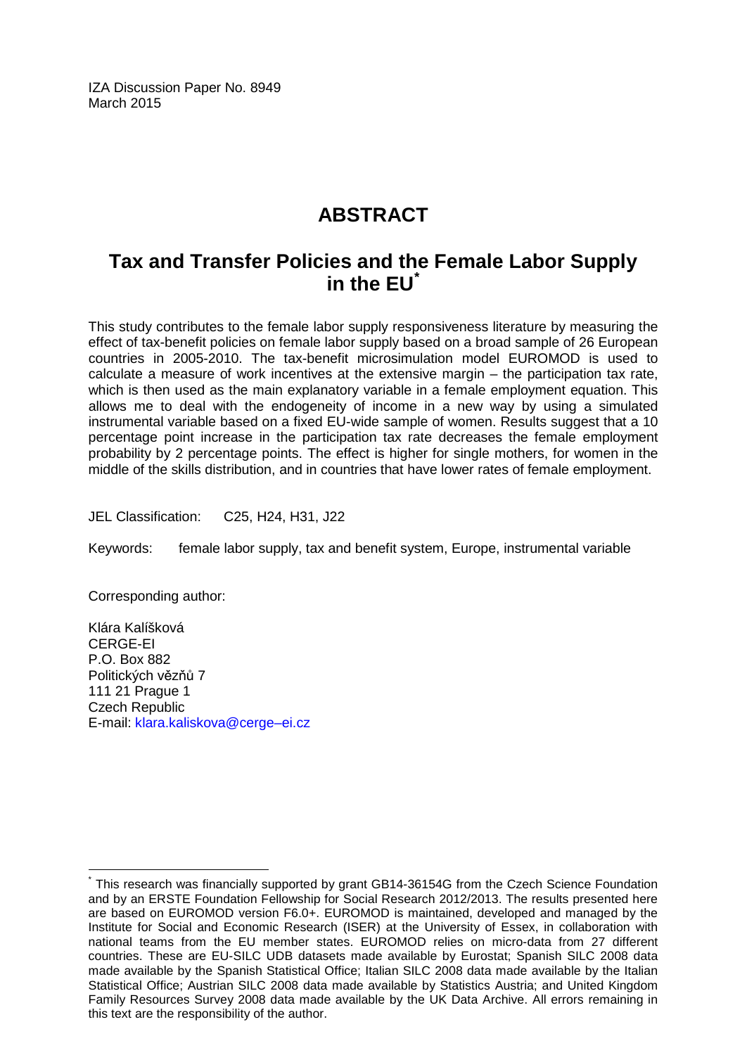IZA Discussion Paper No. 8949
March 2015

# ABSTRACT

## Tax and Transfer Policies and the Female Labor Supply in the EU*

This study contributes to the female labor supply responsiveness literature by measuring the effect of tax-benefit policies on female labor supply based on a broad sample of 26 European countries in 2005-2010. The tax-benefit microsimulation model EUROMOD is used to calculate a measure of work incentives at the extensive margin – the participation tax rate, which is then used as the main explanatory variable in a female employment equation. This allows me to deal with the endogeneity of income in a new way by using a simulated instrumental variable based on a fixed EU-wide sample of women. Results suggest that a 10 percentage point increase in the participation tax rate decreases the female employment probability by 2 percentage points. The effect is higher for single mothers, for women in the middle of the skills distribution, and in countries that have lower rates of female employment.

JEL Classification: C25, H24, H31, J22

Keywords: female labor supply, tax and benefit system, Europe, instrumental variable

Corresponding author:

Klára Kalíšková
CERGE-EI
P.O. Box 882
Politických vězňů 7
111 21 Prague 1
Czech Republic
E-mail: klara.kaliskova@cerge–ei.cz

---

* This research was financially supported by grant GB14-36154G from the Czech Science Foundation and by an ERSTE Foundation Fellowship for Social Research 2012/2013. The results presented here are based on EUROMOD version F6.0+. EUROMOD is maintained, developed and managed by the Institute for Social and Economic Research (ISER) at the University of Essex, in collaboration with national teams from the EU member states. EUROMOD relies on micro-data from 27 different countries. These are EU-SILC UDB datasets made available by Eurostat; Spanish SILC 2008 data made available by the Spanish Statistical Office; Italian SILC 2008 data made available by the Italian Statistical Office; Austrian SILC 2008 data made available by Statistics Austria; and United Kingdom Family Resources Survey 2008 data made available by the UK Data Archive. All errors remaining in this text are the responsibility of the author.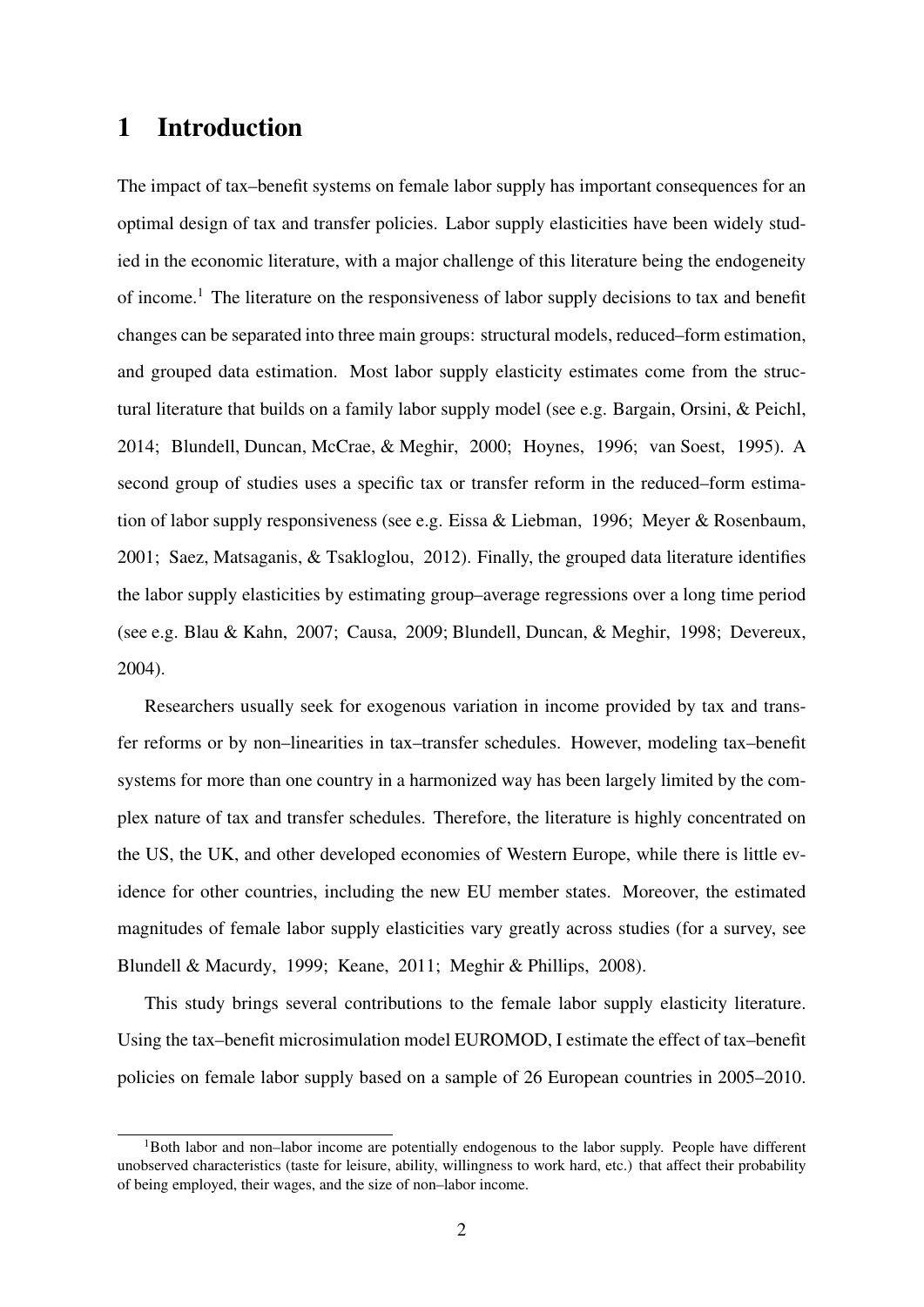# 1 Introduction

The impact of tax–benefit systems on female labor supply has important consequences for an optimal design of tax and transfer policies. Labor supply elasticities have been widely studied in the economic literature, with a major challenge of this literature being the endogeneity of income.[1] The literature on the responsiveness of labor supply decisions to tax and benefit changes can be separated into three main groups: structural models, reduced–form estimation, and grouped data estimation. Most labor supply elasticity estimates come from the structural literature that builds on a family labor supply model (see e.g. Bargain, Orsini, & Peichl, 2014; Blundell, Duncan, McCrae, & Meghir, 2000; Hoynes, 1996; van Soest, 1995). A second group of studies uses a specific tax or transfer reform in the reduced–form estimation of labor supply responsiveness (see e.g. Eissa & Liebman, 1996; Meyer & Rosenbaum, 2001; Saez, Matsaganis, & Tsakloglou, 2012). Finally, the grouped data literature identifies the labor supply elasticities by estimating group–average regressions over a long time period (see e.g. Blau & Kahn, 2007; Causa, 2009; Blundell, Duncan, & Meghir, 1998; Devereux, 2004).

Researchers usually seek for exogenous variation in income provided by tax and transfer reforms or by non–linearities in tax–transfer schedules. However, modeling tax–benefit systems for more than one country in a harmonized way has been largely limited by the complex nature of tax and transfer schedules. Therefore, the literature is highly concentrated on the US, the UK, and other developed economies of Western Europe, while there is little evidence for other countries, including the new EU member states. Moreover, the estimated magnitudes of female labor supply elasticities vary greatly across studies (for a survey, see Blundell & Macurdy, 1999; Keane, 2011; Meghir & Phillips, 2008).

This study brings several contributions to the female labor supply elasticity literature. Using the tax–benefit microsimulation model EUROMOD, I estimate the effect of tax–benefit policies on female labor supply based on a sample of 26 European countries in 2005–2010.

[1] Both labor and non–labor income are potentially endogenous to the labor supply. People have different unobserved characteristics (taste for leisure, ability, willingness to work hard, etc.) that affect their probability of being employed, their wages, and the size of non–labor income.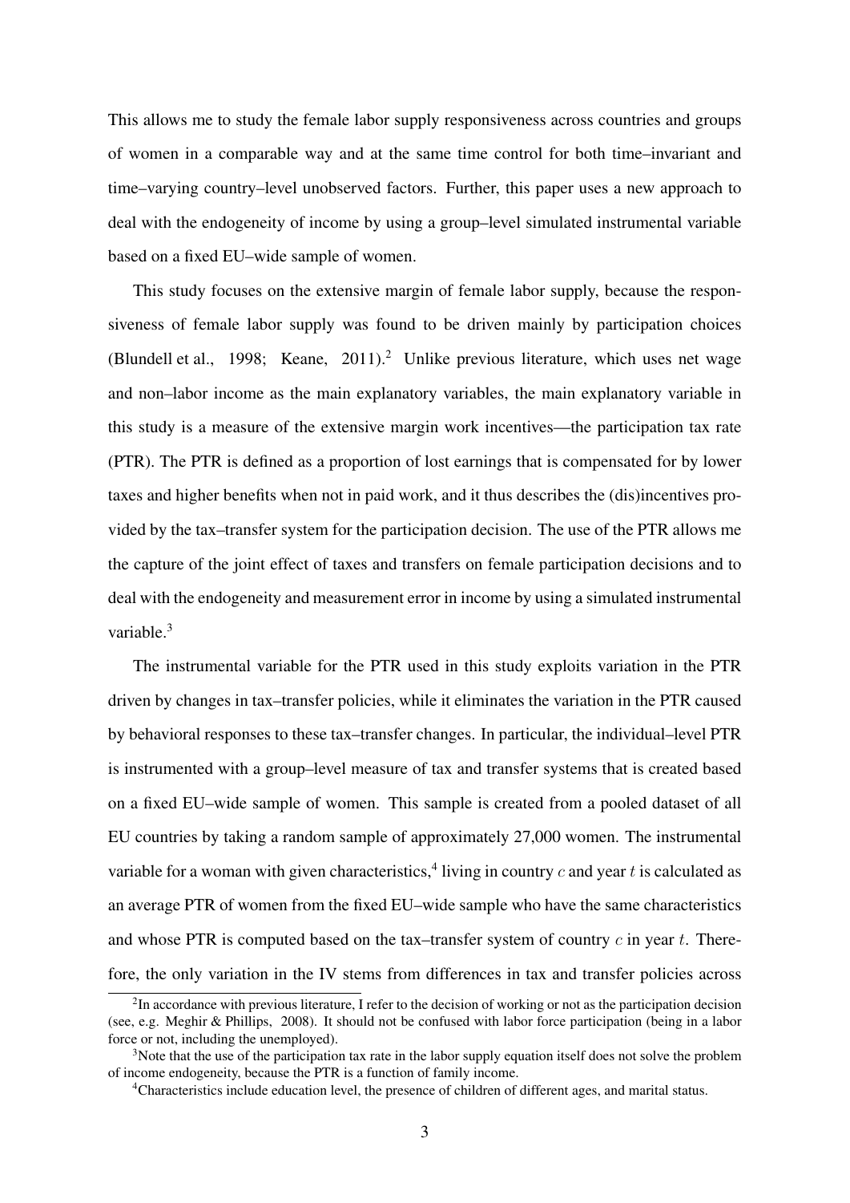This allows me to study the female labor supply responsiveness across countries and groups of women in a comparable way and at the same time control for both time–invariant and time–varying country–level unobserved factors. Further, this paper uses a new approach to deal with the endogeneity of income by using a group–level simulated instrumental variable based on a fixed EU–wide sample of women.

This study focuses on the extensive margin of female labor supply, because the responsiveness of female labor supply was found to be driven mainly by participation choices (Blundell et al., 1998; Keane, 2011).[2] Unlike previous literature, which uses net wage and non–labor income as the main explanatory variables, the main explanatory variable in this study is a measure of the extensive margin work incentives—the participation tax rate (PTR). The PTR is defined as a proportion of lost earnings that is compensated for by lower taxes and higher benefits when not in paid work, and it thus describes the (dis)incentives provided by the tax–transfer system for the participation decision. The use of the PTR allows me the capture of the joint effect of taxes and transfers on female participation decisions and to deal with the endogeneity and measurement error in income by using a simulated instrumental variable.[3]

The instrumental variable for the PTR used in this study exploits variation in the PTR driven by changes in tax–transfer policies, while it eliminates the variation in the PTR caused by behavioral responses to these tax–transfer changes. In particular, the individual–level PTR is instrumented with a group–level measure of tax and transfer systems that is created based on a fixed EU–wide sample of women. This sample is created from a pooled dataset of all EU countries by taking a random sample of approximately 27,000 women. The instrumental variable for a woman with given characteristics,[4] living in country $c$ and year $t$ is calculated as an average PTR of women from the fixed EU–wide sample who have the same characteristics and whose PTR is computed based on the tax–transfer system of country $c$ in year $t$. Therefore, the only variation in the IV stems from differences in tax and transfer policies across

[2] In accordance with previous literature, I refer to the decision of working or not as the participation decision (see, e.g. Meghir & Phillips, 2008). It should not be confused with labor force participation (being in a labor force or not, including the unemployed).

[3] Note that the use of the participation tax rate in the labor supply equation itself does not solve the problem of income endogeneity, because the PTR is a function of family income.

[4] Characteristics include education level, the presence of children of different ages, and marital status.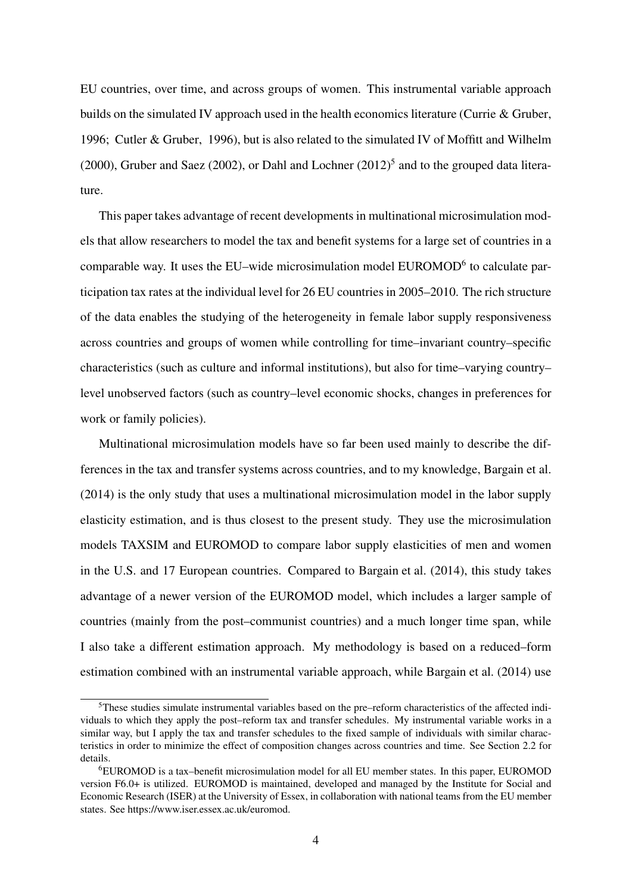EU countries, over time, and across groups of women. This instrumental variable approach builds on the simulated IV approach used in the health economics literature (Currie & Gruber, 1996; Cutler & Gruber, 1996), but is also related to the simulated IV of Moffitt and Wilhelm (2000), Gruber and Saez (2002), or Dahl and Lochner (2012)[5] and to the grouped data literature.

This paper takes advantage of recent developments in multinational microsimulation models that allow researchers to model the tax and benefit systems for a large set of countries in a comparable way. It uses the EU–wide microsimulation model EUROMOD[6] to calculate participation tax rates at the individual level for 26 EU countries in 2005–2010. The rich structure of the data enables the studying of the heterogeneity in female labor supply responsiveness across countries and groups of women while controlling for time–invariant country–specific characteristics (such as culture and informal institutions), but also for time–varying country–level unobserved factors (such as country–level economic shocks, changes in preferences for work or family policies).

Multinational microsimulation models have so far been used mainly to describe the differences in the tax and transfer systems across countries, and to my knowledge, Bargain et al. (2014) is the only study that uses a multinational microsimulation model in the labor supply elasticity estimation, and is thus closest to the present study. They use the microsimulation models TAXSIM and EUROMOD to compare labor supply elasticities of men and women in the U.S. and 17 European countries. Compared to Bargain et al. (2014), this study takes advantage of a newer version of the EUROMOD model, which includes a larger sample of countries (mainly from the post–communist countries) and a much longer time span, while I also take a different estimation approach. My methodology is based on a reduced–form estimation combined with an instrumental variable approach, while Bargain et al. (2014) use

[5] These studies simulate instrumental variables based on the pre–reform characteristics of the affected individuals to which they apply the post–reform tax and transfer schedules. My instrumental variable works in a similar way, but I apply the tax and transfer schedules to the fixed sample of individuals with similar characteristics in order to minimize the effect of composition changes across countries and time. See Section 2.2 for details.

[6] EUROMOD is a tax–benefit microsimulation model for all EU member states. In this paper, EUROMOD version F6.0+ is utilized. EUROMOD is maintained, developed and managed by the Institute for Social and Economic Research (ISER) at the University of Essex, in collaboration with national teams from the EU member states. See https://www.iser.essex.ac.uk/euromod.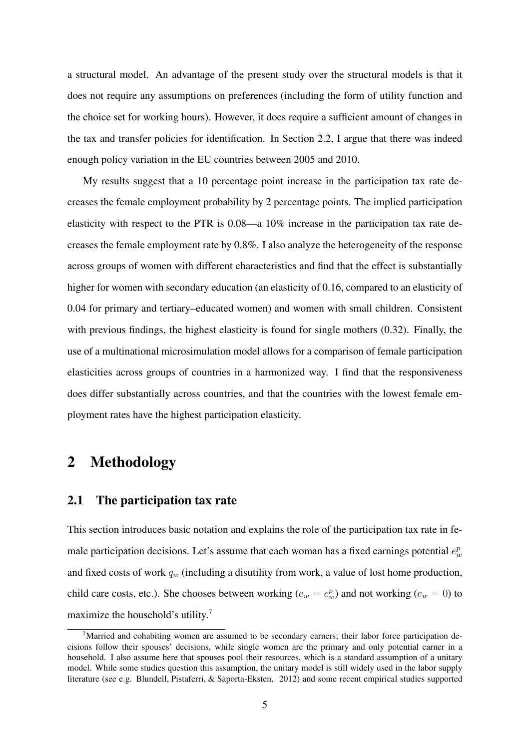a structural model. An advantage of the present study over the structural models is that it does not require any assumptions on preferences (including the form of utility function and the choice set for working hours). However, it does require a sufficient amount of changes in the tax and transfer policies for identification. In Section 2.2, I argue that there was indeed enough policy variation in the EU countries between 2005 and 2010.

My results suggest that a 10 percentage point increase in the participation tax rate decreases the female employment probability by 2 percentage points. The implied participation elasticity with respect to the PTR is 0.08—a 10% increase in the participation tax rate decreases the female employment rate by 0.8%. I also analyze the heterogeneity of the response across groups of women with different characteristics and find that the effect is substantially higher for women with secondary education (an elasticity of 0.16, compared to an elasticity of 0.04 for primary and tertiary–educated women) and women with small children. Consistent with previous findings, the highest elasticity is found for single mothers (0.32). Finally, the use of a multinational microsimulation model allows for a comparison of female participation elasticities across groups of countries in a harmonized way. I find that the responsiveness does differ substantially across countries, and that the countries with the lowest female employment rates have the highest participation elasticity.

# 2 Methodology

## 2.1 The participation tax rate

This section introduces basic notation and explains the role of the participation tax rate in female participation decisions. Let's assume that each woman has a fixed earnings potential $e_w^p$ and fixed costs of work $q_w$ (including a disutility from work, a value of lost home production, child care costs, etc.). She chooses between working ($e_w = e_w^p$) and not working ($e_w = 0$) to maximize the household's utility.[7]

[7] Married and cohabiting women are assumed to be secondary earners; their labor force participation decisions follow their spouses' decisions, while single women are the primary and only potential earner in a household. I also assume here that spouses pool their resources, which is a standard assumption of a unitary model. While some studies question this assumption, the unitary model is still widely used in the labor supply literature (see e.g. Blundell, Pistaferri, & Saporta-Eksten, 2012) and some recent empirical studies supported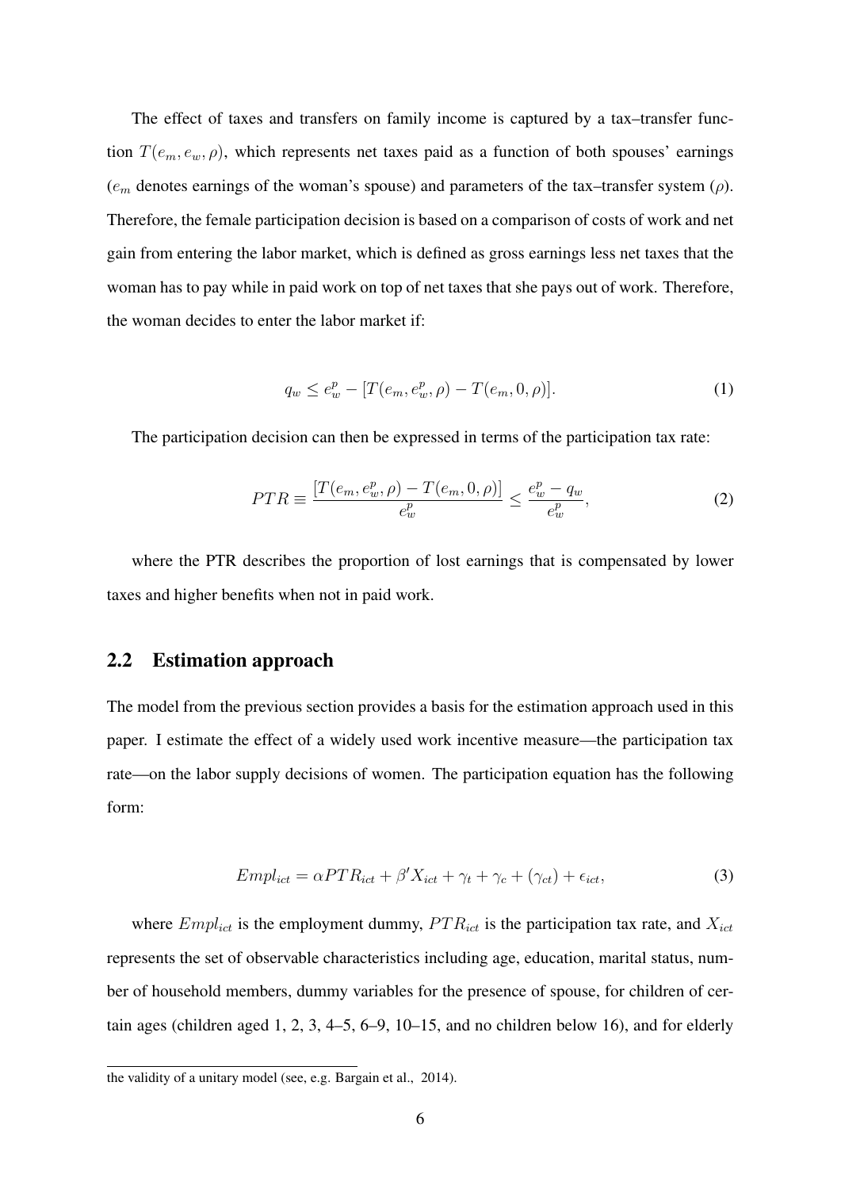The effect of taxes and transfers on family income is captured by a tax–transfer function $T(e_m, e_w, \rho)$, which represents net taxes paid as a function of both spouses' earnings ($e_m$ denotes earnings of the woman's spouse) and parameters of the tax–transfer system ($\rho$). Therefore, the female participation decision is based on a comparison of costs of work and net gain from entering the labor market, which is defined as gross earnings less net taxes that the woman has to pay while in paid work on top of net taxes that she pays out of work. Therefore, the woman decides to enter the labor market if:

$$q_w \leq e_w^p - [T(e_m, e_w^p, \rho) - T(e_m, 0, \rho)]. \tag{1}$$

The participation decision can then be expressed in terms of the participation tax rate:

$$PTR \equiv \frac{[T(e_m, e_w^p, \rho) - T(e_m, 0, \rho)]}{e_w^p} \leq \frac{e_w^p - q_w}{e_w^p}, \tag{2}$$

where the PTR describes the proportion of lost earnings that is compensated by lower taxes and higher benefits when not in paid work.

## 2.2 Estimation approach

The model from the previous section provides a basis for the estimation approach used in this paper. I estimate the effect of a widely used work incentive measure—the participation tax rate—on the labor supply decisions of women. The participation equation has the following form:

$$Empl_{ict} = \alpha PTR_{ict} + \beta' X_{ict} + \gamma_t + \gamma_c + (\gamma_{ct}) + \epsilon_{ict}, \tag{3}$$

where $Empl_{ict}$ is the employment dummy, $PTR_{ict}$ is the participation tax rate, and $X_{ict}$ represents the set of observable characteristics including age, education, marital status, number of household members, dummy variables for the presence of spouse, for children of certain ages (children aged 1, 2, 3, 4–5, 6–9, 10–15, and no children below 16), and for elderly

the validity of a unitary model (see, e.g. Bargain et al., 2014).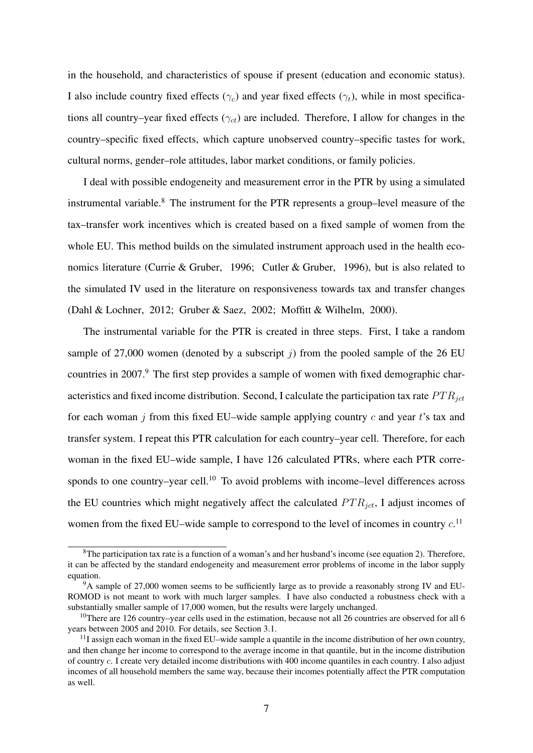in the household, and characteristics of spouse if present (education and economic status). I also include country fixed effects ($\gamma_c$) and year fixed effects ($\gamma_t$), while in most specifications all country–year fixed effects ($\gamma_{ct}$) are included. Therefore, I allow for changes in the country–specific fixed effects, which capture unobserved country–specific tastes for work, cultural norms, gender–role attitudes, labor market conditions, or family policies.

I deal with possible endogeneity and measurement error in the PTR by using a simulated instrumental variable.[8] The instrument for the PTR represents a group–level measure of the tax–transfer work incentives which is created based on a fixed sample of women from the whole EU. This method builds on the simulated instrument approach used in the health economics literature (Currie & Gruber, 1996; Cutler & Gruber, 1996), but is also related to the simulated IV used in the literature on responsiveness towards tax and transfer changes (Dahl & Lochner, 2012; Gruber & Saez, 2002; Moffitt & Wilhelm, 2000).

The instrumental variable for the PTR is created in three steps. First, I take a random sample of 27,000 women (denoted by a subscript $j$) from the pooled sample of the 26 EU countries in 2007.[9] The first step provides a sample of women with fixed demographic characteristics and fixed income distribution. Second, I calculate the participation tax rate $PTR_{jct}$ for each woman $j$ from this fixed EU–wide sample applying country $c$ and year $t$'s tax and transfer system. I repeat this PTR calculation for each country–year cell. Therefore, for each woman in the fixed EU–wide sample, I have 126 calculated PTRs, where each PTR corresponds to one country–year cell.[10] To avoid problems with income–level differences across the EU countries which might negatively affect the calculated $PTR_{jct}$, I adjust incomes of women from the fixed EU–wide sample to correspond to the level of incomes in country $c$.[11]

[8] The participation tax rate is a function of a woman's and her husband's income (see equation 2). Therefore, it can be affected by the standard endogeneity and measurement error problems of income in the labor supply equation.

[9] A sample of 27,000 women seems to be sufficiently large as to provide a reasonably strong IV and EUROMOD is not meant to work with much larger samples. I have also conducted a robustness check with a substantially smaller sample of 17,000 women, but the results were largely unchanged.

[10] There are 126 country–year cells used in the estimation, because not all 26 countries are observed for all 6 years between 2005 and 2010. For details, see Section 3.1.

[11] I assign each woman in the fixed EU–wide sample a quantile in the income distribution of her own country, and then change her income to correspond to the average income in that quantile, but in the income distribution of country $c$. I create very detailed income distributions with 400 income quantiles in each country. I also adjust incomes of all household members the same way, because their incomes potentially affect the PTR computation as well.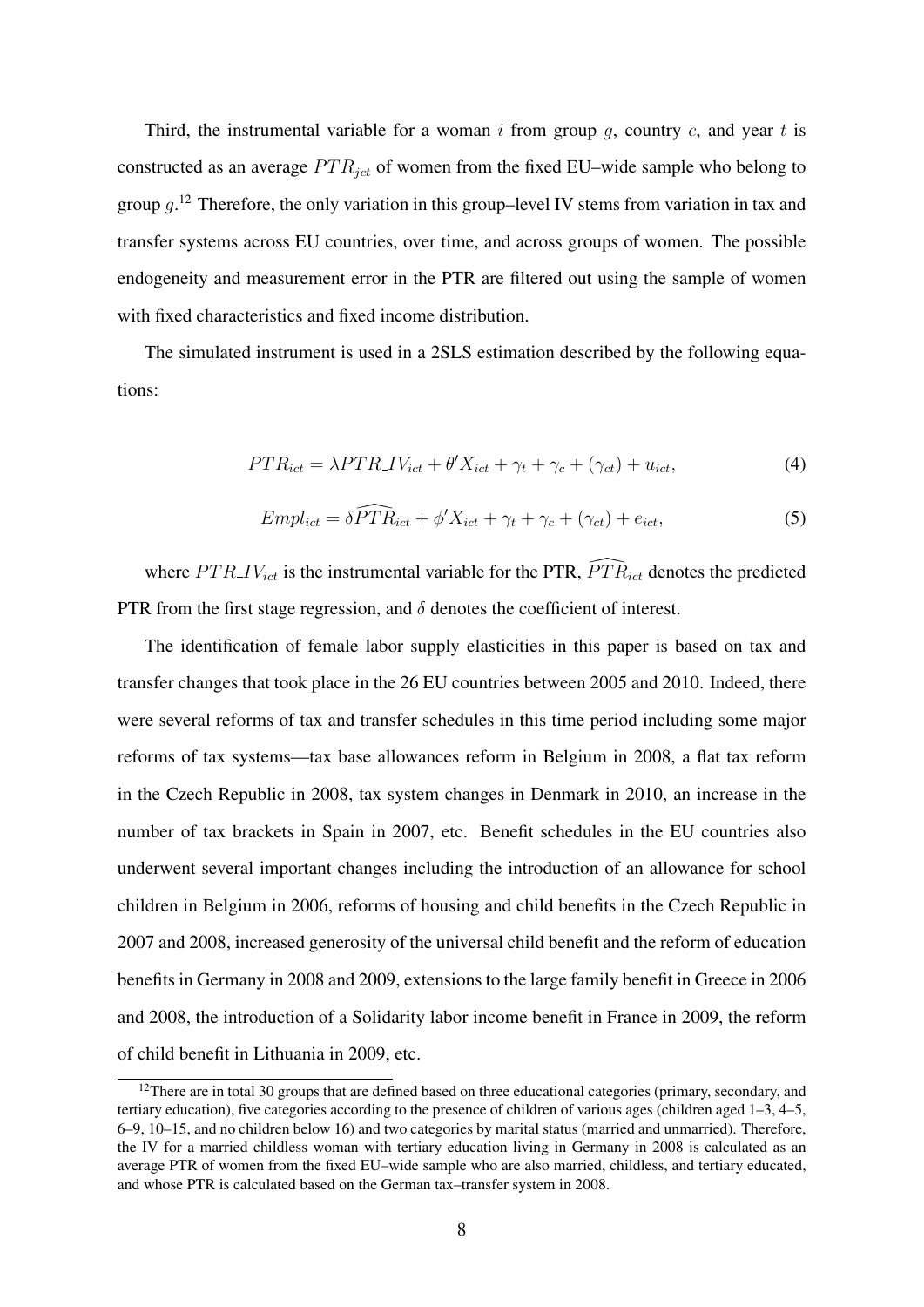Third, the instrumental variable for a woman $i$ from group $g$, country $c$, and year $t$ is constructed as an average $PTR_{jct}$ of women from the fixed EU–wide sample who belong to group $g$.[12] Therefore, the only variation in this group–level IV stems from variation in tax and transfer systems across EU countries, over time, and across groups of women. The possible endogeneity and measurement error in the PTR are filtered out using the sample of women with fixed characteristics and fixed income distribution.

The simulated instrument is used in a 2SLS estimation described by the following equations:

$$PTR_{ict} = \lambda PTR\_IV_{ict} + \theta' X_{ict} + \gamma_t + \gamma_c + (\gamma_{ct}) + u_{ict}, \tag{4}$$

$$Empl_{ict} = \delta \widehat{PTR}_{ict} + \phi' X_{ict} + \gamma_t + \gamma_c + (\gamma_{ct}) + e_{ict}, \tag{5}$$

where $PTR\_IV_{ict}$ is the instrumental variable for the PTR, $\widehat{PTR}_{ict}$ denotes the predicted PTR from the first stage regression, and $\delta$ denotes the coefficient of interest.

The identification of female labor supply elasticities in this paper is based on tax and transfer changes that took place in the 26 EU countries between 2005 and 2010. Indeed, there were several reforms of tax and transfer schedules in this time period including some major reforms of tax systems—tax base allowances reform in Belgium in 2008, a flat tax reform in the Czech Republic in 2008, tax system changes in Denmark in 2010, an increase in the number of tax brackets in Spain in 2007, etc. Benefit schedules in the EU countries also underwent several important changes including the introduction of an allowance for school children in Belgium in 2006, reforms of housing and child benefits in the Czech Republic in 2007 and 2008, increased generosity of the universal child benefit and the reform of education benefits in Germany in 2008 and 2009, extensions to the large family benefit in Greece in 2006 and 2008, the introduction of a Solidarity labor income benefit in France in 2009, the reform of child benefit in Lithuania in 2009, etc.

[12] There are in total 30 groups that are defined based on three educational categories (primary, secondary, and tertiary education), five categories according to the presence of children of various ages (children aged 1–3, 4–5, 6–9, 10–15, and no children below 16) and two categories by marital status (married and unmarried). Therefore, the IV for a married childless woman with tertiary education living in Germany in 2008 is calculated as an average PTR of women from the fixed EU–wide sample who are also married, childless, and tertiary educated, and whose PTR is calculated based on the German tax–transfer system in 2008.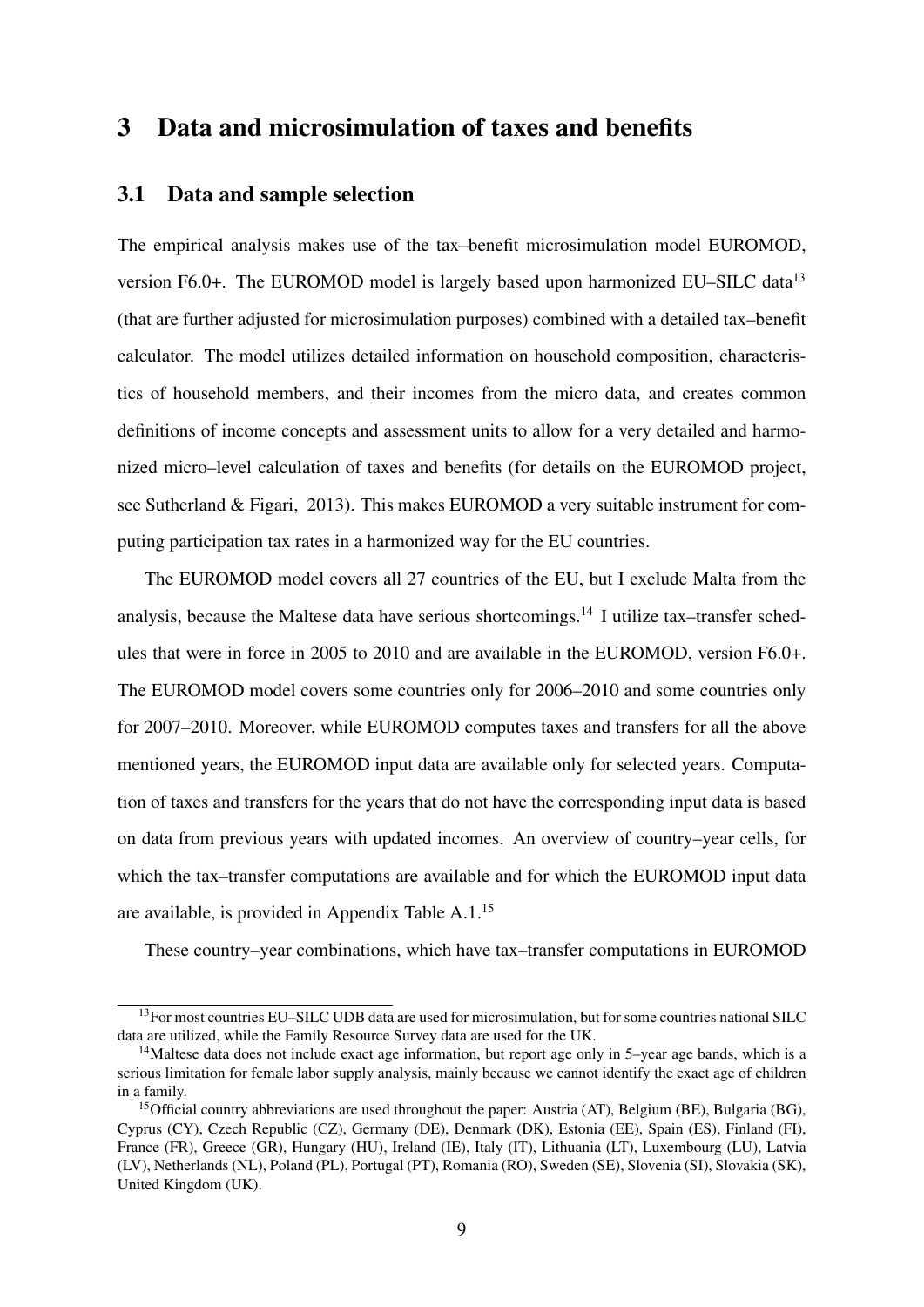# 3 Data and microsimulation of taxes and benefits

## 3.1 Data and sample selection

The empirical analysis makes use of the tax–benefit microsimulation model EUROMOD, version F6.0+. The EUROMOD model is largely based upon harmonized EU–SILC data[13] (that are further adjusted for microsimulation purposes) combined with a detailed tax–benefit calculator. The model utilizes detailed information on household composition, characteristics of household members, and their incomes from the micro data, and creates common definitions of income concepts and assessment units to allow for a very detailed and harmonized micro–level calculation of taxes and benefits (for details on the EUROMOD project, see Sutherland & Figari, 2013). This makes EUROMOD a very suitable instrument for computing participation tax rates in a harmonized way for the EU countries.

The EUROMOD model covers all 27 countries of the EU, but I exclude Malta from the analysis, because the Maltese data have serious shortcomings.[14] I utilize tax–transfer schedules that were in force in 2005 to 2010 and are available in the EUROMOD, version F6.0+. The EUROMOD model covers some countries only for 2006–2010 and some countries only for 2007–2010. Moreover, while EUROMOD computes taxes and transfers for all the above mentioned years, the EUROMOD input data are available only for selected years. Computation of taxes and transfers for the years that do not have the corresponding input data is based on data from previous years with updated incomes. An overview of country–year cells, for which the tax–transfer computations are available and for which the EUROMOD input data are available, is provided in Appendix Table A.1.[15]

These country–year combinations, which have tax–transfer computations in EUROMOD

[13] For most countries EU–SILC UDB data are used for microsimulation, but for some countries national SILC data are utilized, while the Family Resource Survey data are used for the UK.

[14] Maltese data does not include exact age information, but report age only in 5–year age bands, which is a serious limitation for female labor supply analysis, mainly because we cannot identify the exact age of children in a family.

[15] Official country abbreviations are used throughout the paper: Austria (AT), Belgium (BE), Bulgaria (BG), Cyprus (CY), Czech Republic (CZ), Germany (DE), Denmark (DK), Estonia (EE), Spain (ES), Finland (FI), France (FR), Greece (GR), Hungary (HU), Ireland (IE), Italy (IT), Lithuania (LT), Luxembourg (LU), Latvia (LV), Netherlands (NL), Poland (PL), Portugal (PT), Romania (RO), Sweden (SE), Slovenia (SI), Slovakia (SK), United Kingdom (UK).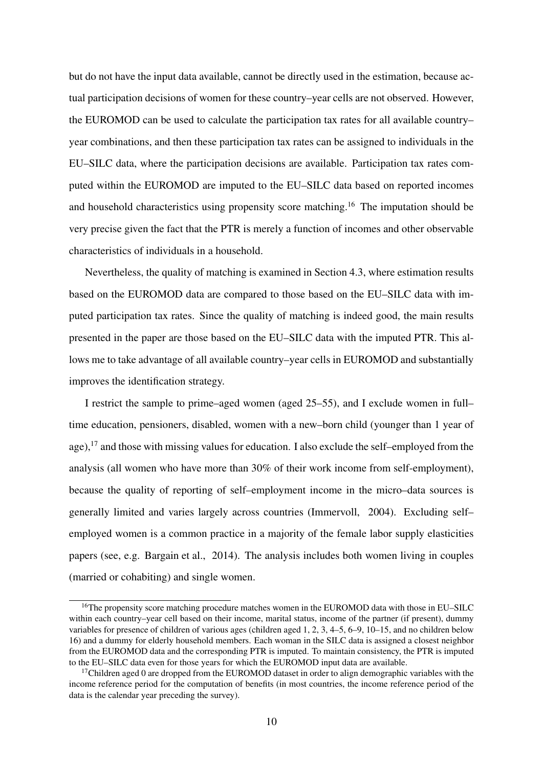but do not have the input data available, cannot be directly used in the estimation, because actual participation decisions of women for these country–year cells are not observed. However, the EUROMOD can be used to calculate the participation tax rates for all available country–year combinations, and then these participation tax rates can be assigned to individuals in the EU–SILC data, where the participation decisions are available. Participation tax rates computed within the EUROMOD are imputed to the EU–SILC data based on reported incomes and household characteristics using propensity score matching.[16] The imputation should be very precise given the fact that the PTR is merely a function of incomes and other observable characteristics of individuals in a household.

Nevertheless, the quality of matching is examined in Section 4.3, where estimation results based on the EUROMOD data are compared to those based on the EU–SILC data with imputed participation tax rates. Since the quality of matching is indeed good, the main results presented in the paper are those based on the EU–SILC data with the imputed PTR. This allows me to take advantage of all available country–year cells in EUROMOD and substantially improves the identification strategy.

I restrict the sample to prime–aged women (aged 25–55), and I exclude women in full–time education, pensioners, disabled, women with a new–born child (younger than 1 year of age),[17] and those with missing values for education. I also exclude the self–employed from the analysis (all women who have more than 30% of their work income from self-employment), because the quality of reporting of self–employment income in the micro–data sources is generally limited and varies largely across countries (Immervoll, 2004). Excluding self–employed women is a common practice in a majority of the female labor supply elasticities papers (see, e.g. Bargain et al., 2014). The analysis includes both women living in couples (married or cohabiting) and single women.

[16] The propensity score matching procedure matches women in the EUROMOD data with those in EU–SILC within each country–year cell based on their income, marital status, income of the partner (if present), dummy variables for presence of children of various ages (children aged 1, 2, 3, 4–5, 6–9, 10–15, and no children below 16) and a dummy for elderly household members. Each woman in the SILC data is assigned a closest neighbor from the EUROMOD data and the corresponding PTR is imputed. To maintain consistency, the PTR is imputed to the EU–SILC data even for those years for which the EUROMOD input data are available.

[17] Children aged 0 are dropped from the EUROMOD dataset in order to align demographic variables with the income reference period for the computation of benefits (in most countries, the income reference period of the data is the calendar year preceding the survey).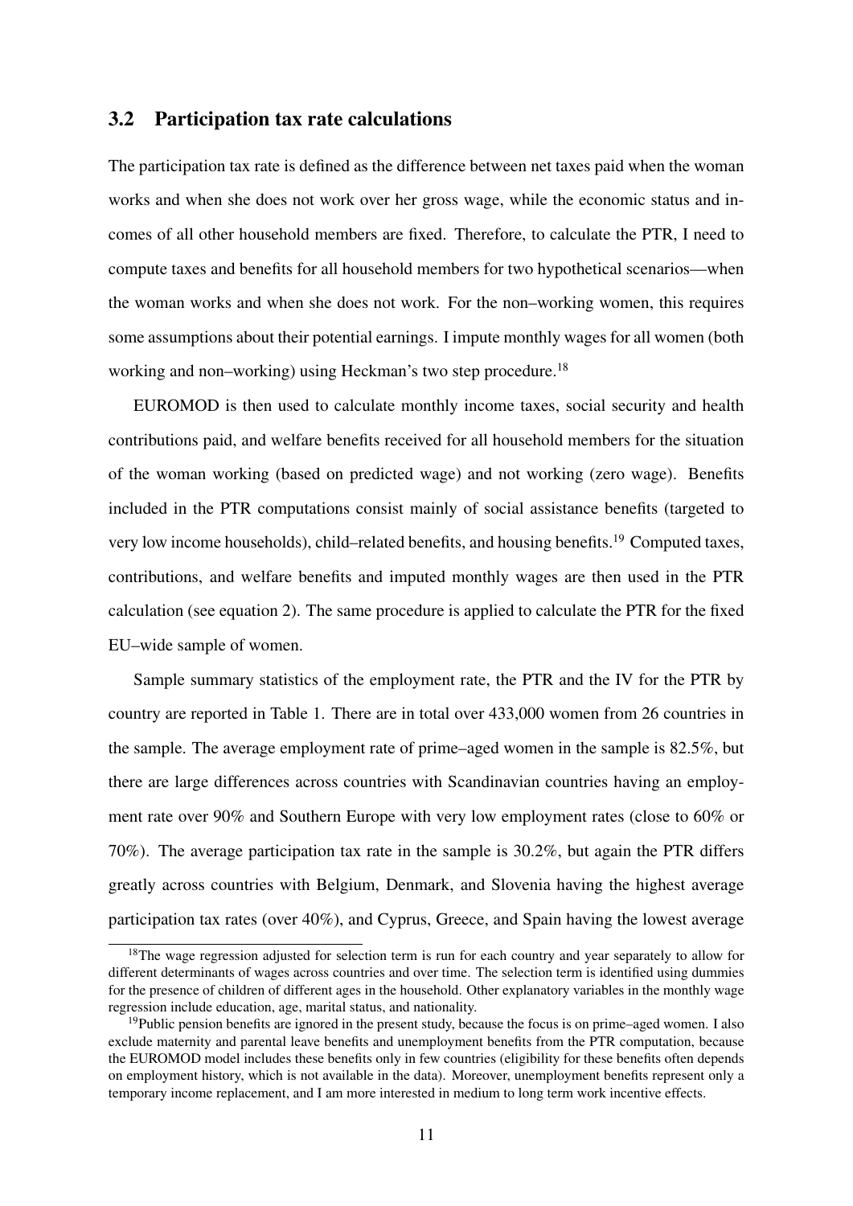### 3.2 Participation tax rate calculations

The participation tax rate is defined as the difference between net taxes paid when the woman works and when she does not work over her gross wage, while the economic status and incomes of all other household members are fixed. Therefore, to calculate the PTR, I need to compute taxes and benefits for all household members for two hypothetical scenarios—when the woman works and when she does not work. For the non–working women, this requires some assumptions about their potential earnings. I impute monthly wages for all women (both working and non–working) using Heckman's two step procedure.[18]

EUROMOD is then used to calculate monthly income taxes, social security and health contributions paid, and welfare benefits received for all household members for the situation of the woman working (based on predicted wage) and not working (zero wage). Benefits included in the PTR computations consist mainly of social assistance benefits (targeted to very low income households), child–related benefits, and housing benefits.[19] Computed taxes, contributions, and welfare benefits and imputed monthly wages are then used in the PTR calculation (see equation 2). The same procedure is applied to calculate the PTR for the fixed EU–wide sample of women.

Sample summary statistics of the employment rate, the PTR and the IV for the PTR by country are reported in Table 1. There are in total over 433,000 women from 26 countries in the sample. The average employment rate of prime–aged women in the sample is 82.5%, but there are large differences across countries with Scandinavian countries having an employment rate over 90% and Southern Europe with very low employment rates (close to 60% or 70%). The average participation tax rate in the sample is 30.2%, but again the PTR differs greatly across countries with Belgium, Denmark, and Slovenia having the highest average participation tax rates (over 40%), and Cyprus, Greece, and Spain having the lowest average

[18] The wage regression adjusted for selection term is run for each country and year separately to allow for different determinants of wages across countries and over time. The selection term is identified using dummies for the presence of children of different ages in the household. Other explanatory variables in the monthly wage regression include education, age, marital status, and nationality.

[19] Public pension benefits are ignored in the present study, because the focus is on prime–aged women. I also exclude maternity and parental leave benefits and unemployment benefits from the PTR computation, because the EUROMOD model includes these benefits only in few countries (eligibility for these benefits often depends on employment history, which is not available in the data). Moreover, unemployment benefits represent only a temporary income replacement, and I am more interested in medium to long term work incentive effects.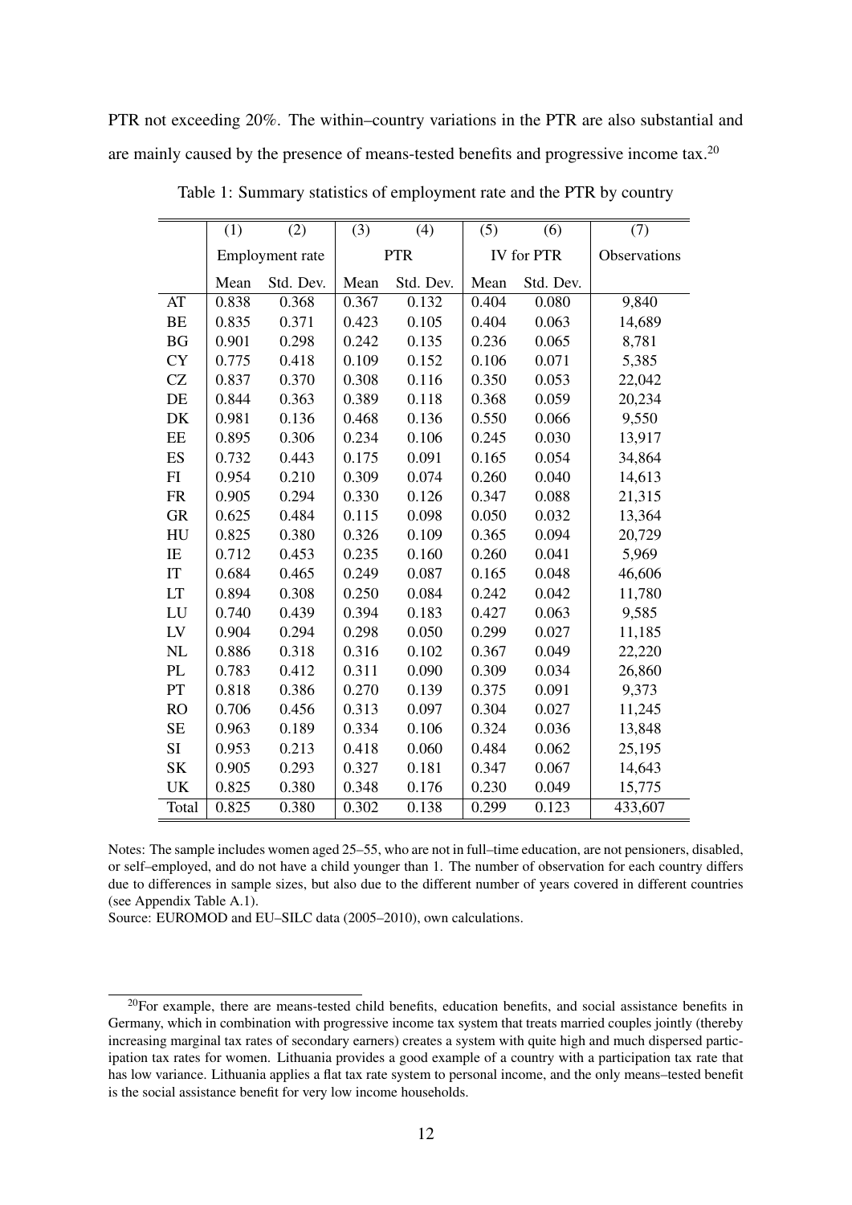PTR not exceeding 20%. The within–country variations in the PTR are also substantial and are mainly caused by the presence of means-tested benefits and progressive income tax.[20]

Table 1: Summary statistics of employment rate and the PTR by country

| | (1) | (2) | (3) | (4) | (5) | (6) | (7) |
|---|---|---|---|---|---|---|---|
| | Employment rate | | PTR | | IV for PTR | | Observations |
| | Mean | Std. Dev. | Mean | Std. Dev. | Mean | Std. Dev. | |
| AT | 0.838 | 0.368 | 0.367 | 0.132 | 0.404 | 0.080 | 9,840 |
| BE | 0.835 | 0.371 | 0.423 | 0.105 | 0.404 | 0.063 | 14,689 |
| BG | 0.901 | 0.298 | 0.242 | 0.135 | 0.236 | 0.065 | 8,781 |
| CY | 0.775 | 0.418 | 0.109 | 0.152 | 0.106 | 0.071 | 5,385 |
| CZ | 0.837 | 0.370 | 0.308 | 0.116 | 0.350 | 0.053 | 22,042 |
| DE | 0.844 | 0.363 | 0.389 | 0.118 | 0.368 | 0.059 | 20,234 |
| DK | 0.981 | 0.136 | 0.468 | 0.136 | 0.550 | 0.066 | 9,550 |
| EE | 0.895 | 0.306 | 0.234 | 0.106 | 0.245 | 0.030 | 13,917 |
| ES | 0.732 | 0.443 | 0.175 | 0.091 | 0.165 | 0.054 | 34,864 |
| FI | 0.954 | 0.210 | 0.309 | 0.074 | 0.260 | 0.040 | 14,613 |
| FR | 0.905 | 0.294 | 0.330 | 0.126 | 0.347 | 0.088 | 21,315 |
| GR | 0.625 | 0.484 | 0.115 | 0.098 | 0.050 | 0.032 | 13,364 |
| HU | 0.825 | 0.380 | 0.326 | 0.109 | 0.365 | 0.094 | 20,729 |
| IE | 0.712 | 0.453 | 0.235 | 0.160 | 0.260 | 0.041 | 5,969 |
| IT | 0.684 | 0.465 | 0.249 | 0.087 | 0.165 | 0.048 | 46,606 |
| LT | 0.894 | 0.308 | 0.250 | 0.084 | 0.242 | 0.042 | 11,780 |
| LU | 0.740 | 0.439 | 0.394 | 0.183 | 0.427 | 0.063 | 9,585 |
| LV | 0.904 | 0.294 | 0.298 | 0.050 | 0.299 | 0.027 | 11,185 |
| NL | 0.886 | 0.318 | 0.316 | 0.102 | 0.367 | 0.049 | 22,220 |
| PL | 0.783 | 0.412 | 0.311 | 0.090 | 0.309 | 0.034 | 26,860 |
| PT | 0.818 | 0.386 | 0.270 | 0.139 | 0.375 | 0.091 | 9,373 |
| RO | 0.706 | 0.456 | 0.313 | 0.097 | 0.304 | 0.027 | 11,245 |
| SE | 0.963 | 0.189 | 0.334 | 0.106 | 0.324 | 0.036 | 13,848 |
| SI | 0.953 | 0.213 | 0.418 | 0.060 | 0.484 | 0.062 | 25,195 |
| SK | 0.905 | 0.293 | 0.327 | 0.181 | 0.347 | 0.067 | 14,643 |
| UK | 0.825 | 0.380 | 0.348 | 0.176 | 0.230 | 0.049 | 15,775 |
| Total | 0.825 | 0.380 | 0.302 | 0.138 | 0.299 | 0.123 | 433,607 |

Notes: The sample includes women aged 25–55, who are not in full–time education, are not pensioners, disabled, or self–employed, and do not have a child younger than 1. The number of observation for each country differs due to differences in sample sizes, but also due to the different number of years covered in different countries (see Appendix Table A.1).
Source: EUROMOD and EU–SILC data (2005–2010), own calculations.

[20]For example, there are means-tested child benefits, education benefits, and social assistance benefits in Germany, which in combination with progressive income tax system that treats married couples jointly (thereby increasing marginal tax rates of secondary earners) creates a system with quite high and much dispersed participation tax rates for women. Lithuania provides a good example of a country with a participation tax rate that has low variance. Lithuania applies a flat tax rate system to personal income, and the only means–tested benefit is the social assistance benefit for very low income households.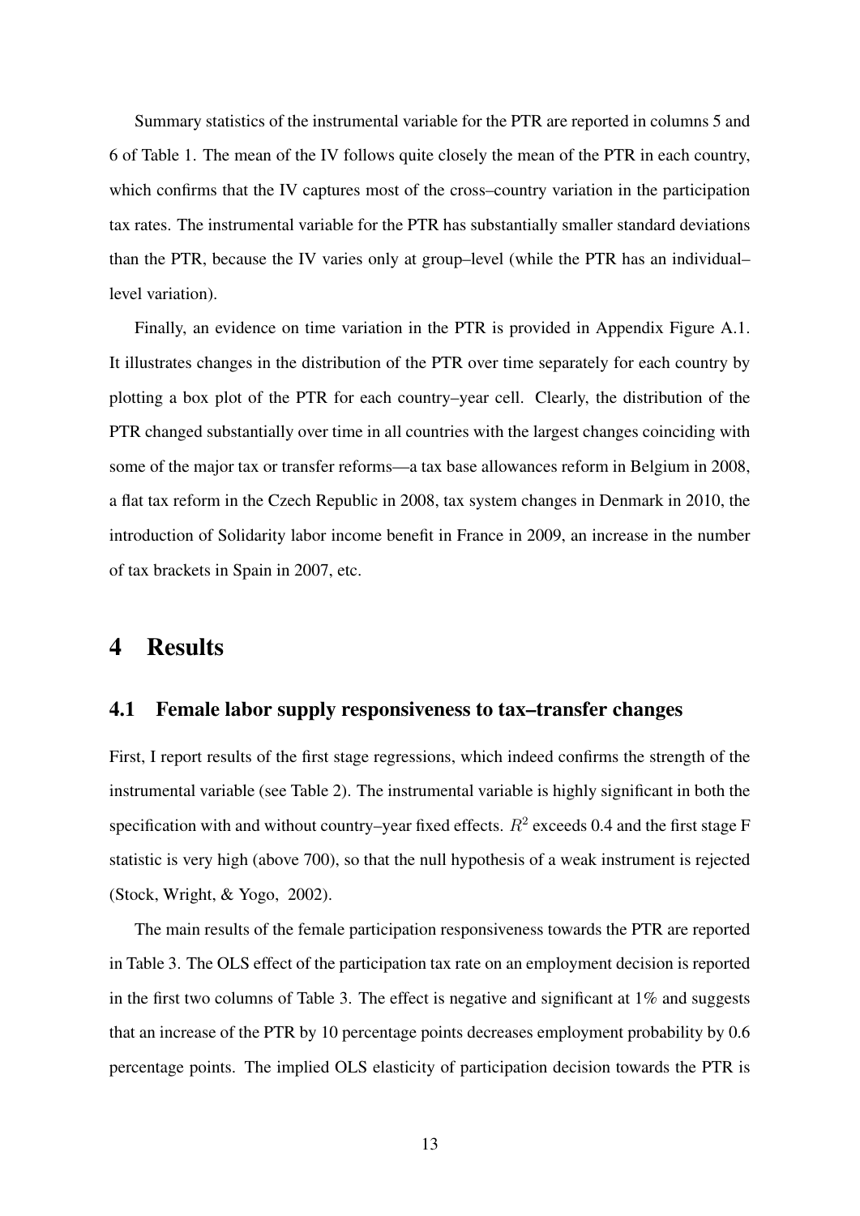Summary statistics of the instrumental variable for the PTR are reported in columns 5 and 6 of Table 1. The mean of the IV follows quite closely the mean of the PTR in each country, which confirms that the IV captures most of the cross–country variation in the participation tax rates. The instrumental variable for the PTR has substantially smaller standard deviations than the PTR, because the IV varies only at group–level (while the PTR has an individual–level variation).

Finally, an evidence on time variation in the PTR is provided in Appendix Figure A.1. It illustrates changes in the distribution of the PTR over time separately for each country by plotting a box plot of the PTR for each country–year cell. Clearly, the distribution of the PTR changed substantially over time in all countries with the largest changes coinciding with some of the major tax or transfer reforms—a tax base allowances reform in Belgium in 2008, a flat tax reform in the Czech Republic in 2008, tax system changes in Denmark in 2010, the introduction of Solidarity labor income benefit in France in 2009, an increase in the number of tax brackets in Spain in 2007, etc.

# 4 Results

## 4.1 Female labor supply responsiveness to tax–transfer changes

First, I report results of the first stage regressions, which indeed confirms the strength of the instrumental variable (see Table 2). The instrumental variable is highly significant in both the specification with and without country–year fixed effects. $R^2$ exceeds 0.4 and the first stage F statistic is very high (above 700), so that the null hypothesis of a weak instrument is rejected (Stock, Wright, & Yogo, 2002).

The main results of the female participation responsiveness towards the PTR are reported in Table 3. The OLS effect of the participation tax rate on an employment decision is reported in the first two columns of Table 3. The effect is negative and significant at 1% and suggests that an increase of the PTR by 10 percentage points decreases employment probability by 0.6 percentage points. The implied OLS elasticity of participation decision towards the PTR is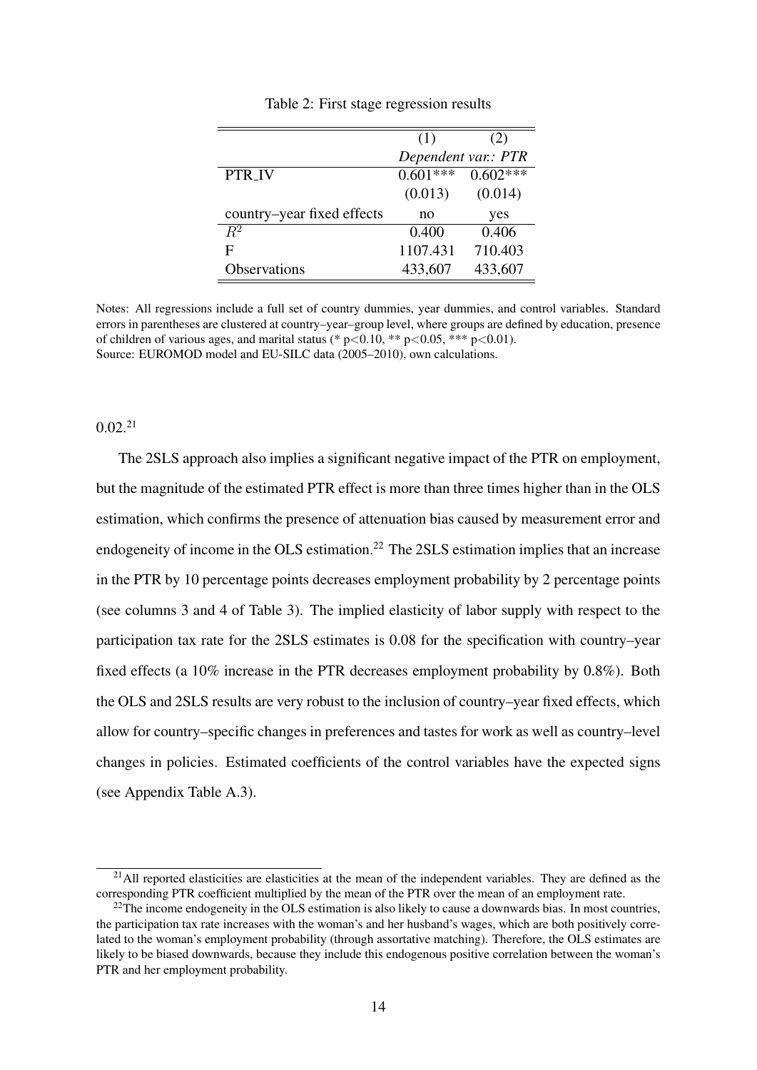Table 2: First stage regression results

| | (1) | (2) |
|---|---|---|
| | *Dependent var.: PTR* | |
| PTR_IV | 0.601*** | 0.602*** |
| | (0.013) | (0.014) |
| country–year fixed effects | no | yes |
| $R^2$ | 0.400 | 0.406 |
| F | 1107.431 | 710.403 |
| Observations | 433,607 | 433,607 |

Notes: All regressions include a full set of country dummies, year dummies, and control variables. Standard errors in parentheses are clustered at country–year–group level, where groups are defined by education, presence of children of various ages, and marital status (* p<0.10, ** p<0.05, *** p<0.01).
Source: EUROMOD model and EU-SILC data (2005–2010), own calculations.

0.02.[21]

The 2SLS approach also implies a significant negative impact of the PTR on employment, but the magnitude of the estimated PTR effect is more than three times higher than in the OLS estimation, which confirms the presence of attenuation bias caused by measurement error and endogeneity of income in the OLS estimation.[22] The 2SLS estimation implies that an increase in the PTR by 10 percentage points decreases employment probability by 2 percentage points (see columns 3 and 4 of Table 3). The implied elasticity of labor supply with respect to the participation tax rate for the 2SLS estimates is 0.08 for the specification with country–year fixed effects (a 10% increase in the PTR decreases employment probability by 0.8%). Both the OLS and 2SLS results are very robust to the inclusion of country–year fixed effects, which allow for country–specific changes in preferences and tastes for work as well as country–level changes in policies. Estimated coefficients of the control variables have the expected signs (see Appendix Table A.3).

[21] All reported elasticities are elasticities at the mean of the independent variables. They are defined as the corresponding PTR coefficient multiplied by the mean of the PTR over the mean of an employment rate.

[22] The income endogeneity in the OLS estimation is also likely to cause a downwards bias. In most countries, the participation tax rate increases with the woman's and her husband's wages, which are both positively correlated to the woman's employment probability (through assortative matching). Therefore, the OLS estimates are likely to be biased downwards, because they include this endogenous positive correlation between the woman's PTR and her employment probability.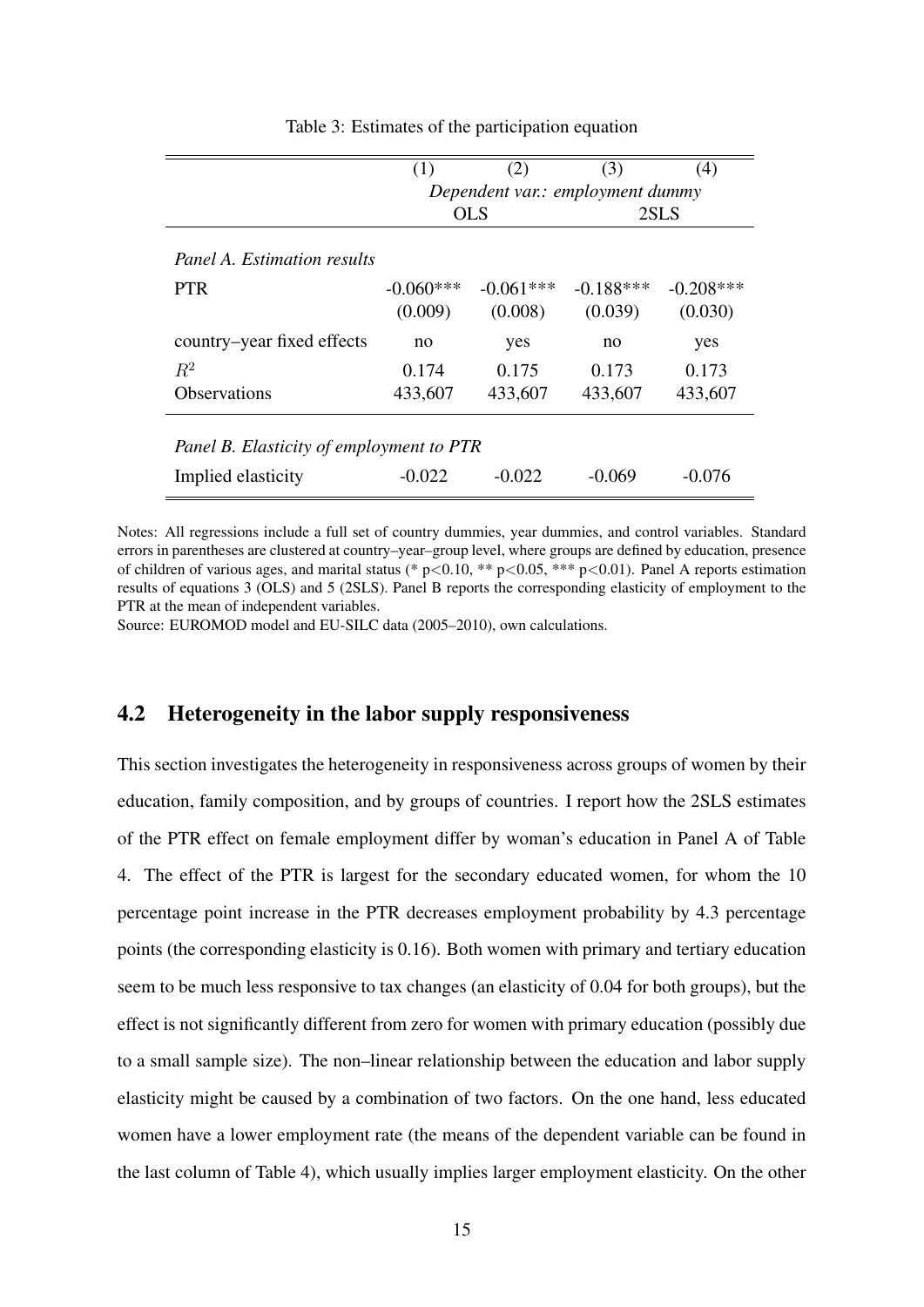Table 3: Estimates of the participation equation

| | (1) | (2) | (3) | (4) |
|---|---|---|---|---|
| | *Dependent var.: employment dummy* | | | |
| | OLS | | 2SLS | |
| *Panel A. Estimation results* | | | | |
| PTR | -0.060*** | -0.061*** | -0.188*** | -0.208*** |
| | (0.009) | (0.008) | (0.039) | (0.030) |
| country–year fixed effects | no | yes | no | yes |
| $R^2$ | 0.174 | 0.175 | 0.173 | 0.173 |
| Observations | 433,607 | 433,607 | 433,607 | 433,607 |
| *Panel B. Elasticity of employment to PTR* | | | | |
| Implied elasticity | -0.022 | -0.022 | -0.069 | -0.076 |

Notes: All regressions include a full set of country dummies, year dummies, and control variables. Standard errors in parentheses are clustered at country–year–group level, where groups are defined by education, presence of children of various ages, and marital status (* p<0.10, ** p<0.05, *** p<0.01). Panel A reports estimation results of equations 3 (OLS) and 5 (2SLS). Panel B reports the corresponding elasticity of employment to the PTR at the mean of independent variables.
Source: EUROMOD model and EU-SILC data (2005–2010), own calculations.

## 4.2 Heterogeneity in the labor supply responsiveness

This section investigates the heterogeneity in responsiveness across groups of women by their education, family composition, and by groups of countries. I report how the 2SLS estimates of the PTR effect on female employment differ by woman's education in Panel A of Table 4. The effect of the PTR is largest for the secondary educated women, for whom the 10 percentage point increase in the PTR decreases employment probability by 4.3 percentage points (the corresponding elasticity is 0.16). Both women with primary and tertiary education seem to be much less responsive to tax changes (an elasticity of 0.04 for both groups), but the effect is not significantly different from zero for women with primary education (possibly due to a small sample size). The non–linear relationship between the education and labor supply elasticity might be caused by a combination of two factors. On the one hand, less educated women have a lower employment rate (the means of the dependent variable can be found in the last column of Table 4), which usually implies larger employment elasticity. On the other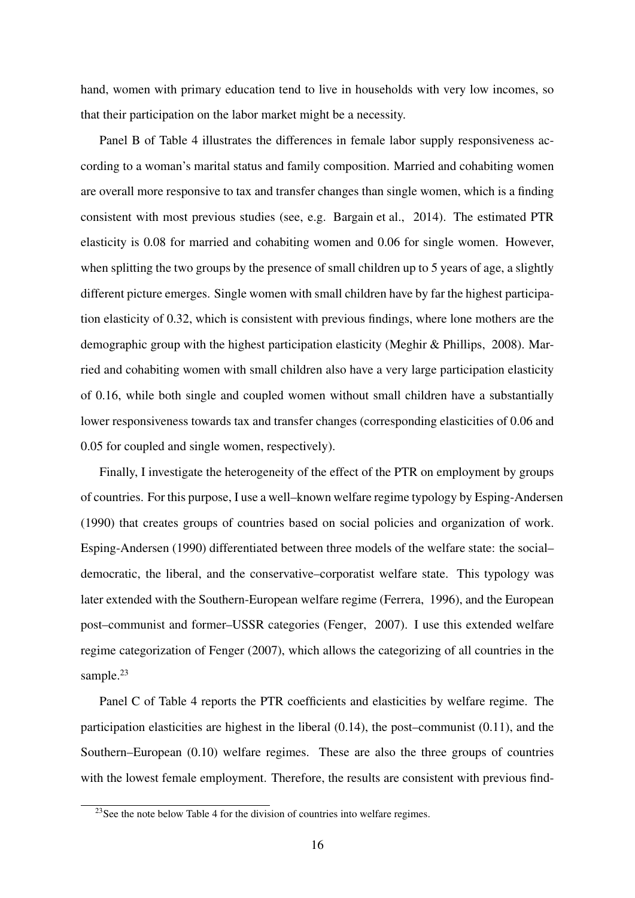hand, women with primary education tend to live in households with very low incomes, so that their participation on the labor market might be a necessity.

Panel B of Table 4 illustrates the differences in female labor supply responsiveness according to a woman's marital status and family composition. Married and cohabiting women are overall more responsive to tax and transfer changes than single women, which is a finding consistent with most previous studies (see, e.g. Bargain et al., 2014). The estimated PTR elasticity is 0.08 for married and cohabiting women and 0.06 for single women. However, when splitting the two groups by the presence of small children up to 5 years of age, a slightly different picture emerges. Single women with small children have by far the highest participation elasticity of 0.32, which is consistent with previous findings, where lone mothers are the demographic group with the highest participation elasticity (Meghir & Phillips, 2008). Married and cohabiting women with small children also have a very large participation elasticity of 0.16, while both single and coupled women without small children have a substantially lower responsiveness towards tax and transfer changes (corresponding elasticities of 0.06 and 0.05 for coupled and single women, respectively).

Finally, I investigate the heterogeneity of the effect of the PTR on employment by groups of countries. For this purpose, I use a well–known welfare regime typology by Esping-Andersen (1990) that creates groups of countries based on social policies and organization of work. Esping-Andersen (1990) differentiated between three models of the welfare state: the social–democratic, the liberal, and the conservative–corporatist welfare state. This typology was later extended with the Southern-European welfare regime (Ferrera, 1996), and the European post–communist and former–USSR categories (Fenger, 2007). I use this extended welfare regime categorization of Fenger (2007), which allows the categorizing of all countries in the sample.[23]

Panel C of Table 4 reports the PTR coefficients and elasticities by welfare regime. The participation elasticities are highest in the liberal (0.14), the post–communist (0.11), and the Southern–European (0.10) welfare regimes. These are also the three groups of countries with the lowest female employment. Therefore, the results are consistent with previous find-

[23] See the note below Table 4 for the division of countries into welfare regimes.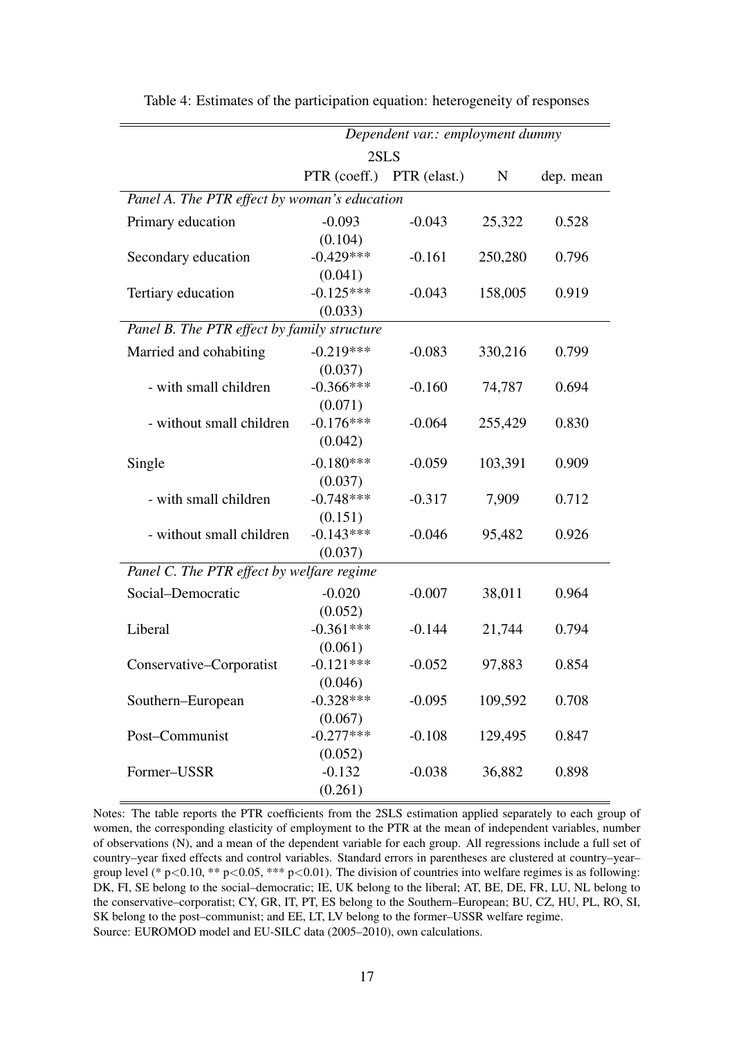Table 4: Estimates of the participation equation: heterogeneity of responses

| | *Dependent var.: employment dummy* | | | |
|---|---|---|---|---|
| | 2SLS | | | |
| | PTR (coeff.) | PTR (elast.) | N | dep. mean |
| *Panel A. The PTR effect by woman's education* | | | | |
| Primary education | -0.093 | -0.043 | 25,322 | 0.528 |
| | (0.104) | | | |
| Secondary education | -0.429*** | -0.161 | 250,280 | 0.796 |
| | (0.041) | | | |
| Tertiary education | -0.125*** | -0.043 | 158,005 | 0.919 |
| | (0.033) | | | |
| *Panel B. The PTR effect by family structure* | | | | |
| Married and cohabiting | -0.219*** | -0.083 | 330,216 | 0.799 |
| | (0.037) | | | |
| - with small children | -0.366*** | -0.160 | 74,787 | 0.694 |
| | (0.071) | | | |
| - without small children | -0.176*** | -0.064 | 255,429 | 0.830 |
| | (0.042) | | | |
| Single | -0.180*** | -0.059 | 103,391 | 0.909 |
| | (0.037) | | | |
| - with small children | -0.748*** | -0.317 | 7,909 | 0.712 |
| | (0.151) | | | |
| - without small children | -0.143*** | -0.046 | 95,482 | 0.926 |
| | (0.037) | | | |
| *Panel C. The PTR effect by welfare regime* | | | | |
| Social–Democratic | -0.020 | -0.007 | 38,011 | 0.964 |
| | (0.052) | | | |
| Liberal | -0.361*** | -0.144 | 21,744 | 0.794 |
| | (0.061) | | | |
| Conservative–Corporatist | -0.121*** | -0.052 | 97,883 | 0.854 |
| | (0.046) | | | |
| Southern–European | -0.328*** | -0.095 | 109,592 | 0.708 |
| | (0.067) | | | |
| Post–Communist | -0.277*** | -0.108 | 129,495 | 0.847 |
| | (0.052) | | | |
| Former–USSR | -0.132 | -0.038 | 36,882 | 0.898 |
| | (0.261) | | | |

Notes: The table reports the PTR coefficients from the 2SLS estimation applied separately to each group of women, the corresponding elasticity of employment to the PTR at the mean of independent variables, number of observations (N), and a mean of the dependent variable for each group. All regressions include a full set of country–year fixed effects and control variables. Standard errors in parentheses are clustered at country–year–group level (* $p<0.10$, ** $p<0.05$, *** $p<0.01$). The division of countries into welfare regimes is as following: DK, FI, SE belong to the social–democratic; IE, UK belong to the liberal; AT, BE, DE, FR, LU, NL belong to the conservative–corporatist; CY, GR, IT, PT, ES belong to the Southern–European; BU, CZ, HU, PL, RO, SI, SK belong to the post–communist; and EE, LT, LV belong to the former–USSR welfare regime.
Source: EUROMOD model and EU-SILC data (2005–2010), own calculations.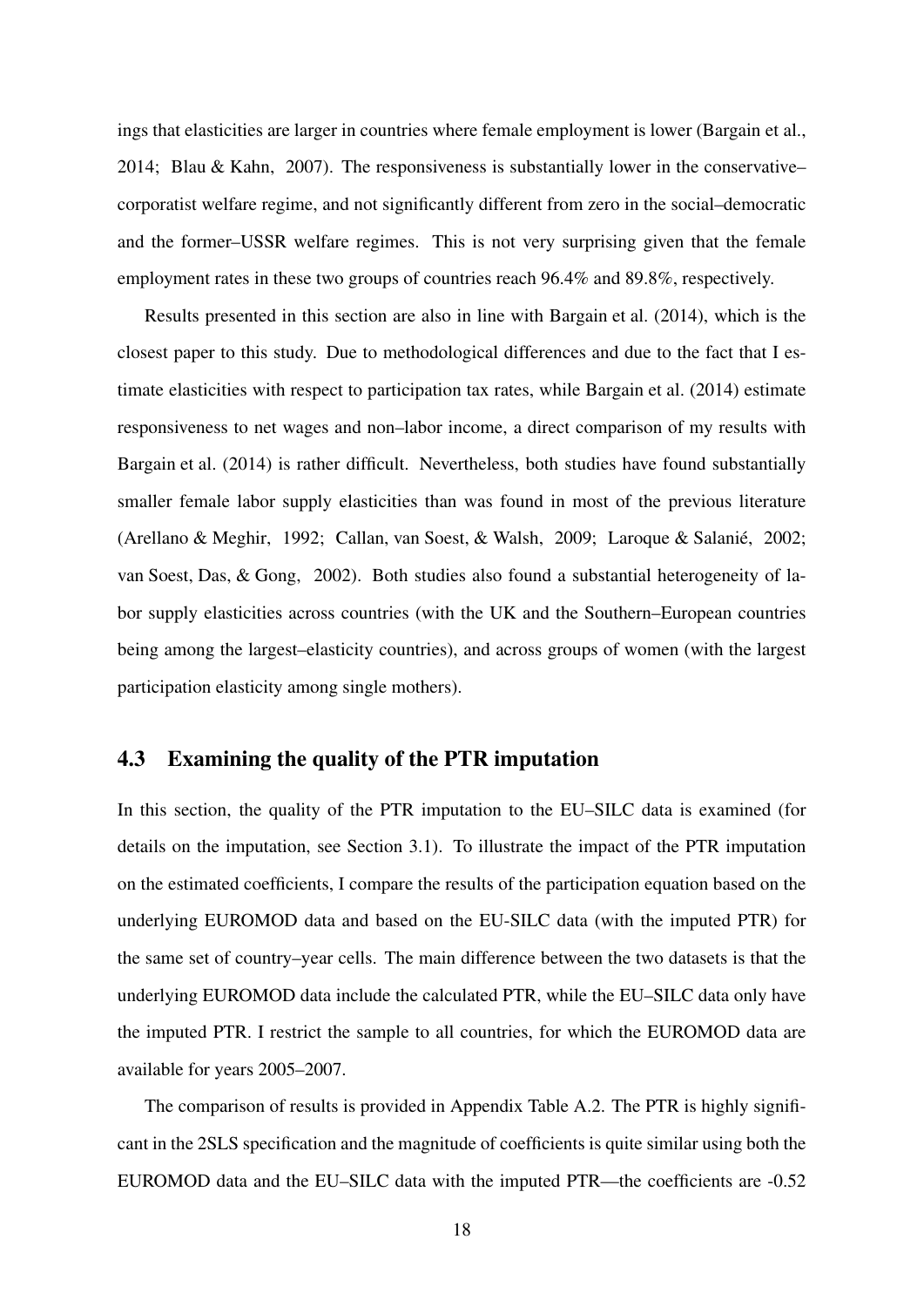ings that elasticities are larger in countries where female employment is lower (Bargain et al., 2014; Blau & Kahn, 2007). The responsiveness is substantially lower in the conservative–corporatist welfare regime, and not significantly different from zero in the social–democratic and the former–USSR welfare regimes. This is not very surprising given that the female employment rates in these two groups of countries reach 96.4% and 89.8%, respectively.

Results presented in this section are also in line with Bargain et al. (2014), which is the closest paper to this study. Due to methodological differences and due to the fact that I estimate elasticities with respect to participation tax rates, while Bargain et al. (2014) estimate responsiveness to net wages and non–labor income, a direct comparison of my results with Bargain et al. (2014) is rather difficult. Nevertheless, both studies have found substantially smaller female labor supply elasticities than was found in most of the previous literature (Arellano & Meghir, 1992; Callan, van Soest, & Walsh, 2009; Laroque & Salanié, 2002; van Soest, Das, & Gong, 2002). Both studies also found a substantial heterogeneity of labor supply elasticities across countries (with the UK and the Southern–European countries being among the largest–elasticity countries), and across groups of women (with the largest participation elasticity among single mothers).

## 4.3 Examining the quality of the PTR imputation

In this section, the quality of the PTR imputation to the EU–SILC data is examined (for details on the imputation, see Section 3.1). To illustrate the impact of the PTR imputation on the estimated coefficients, I compare the results of the participation equation based on the underlying EUROMOD data and based on the EU-SILC data (with the imputed PTR) for the same set of country–year cells. The main difference between the two datasets is that the underlying EUROMOD data include the calculated PTR, while the EU–SILC data only have the imputed PTR. I restrict the sample to all countries, for which the EUROMOD data are available for years 2005–2007.

The comparison of results is provided in Appendix Table A.2. The PTR is highly significant in the 2SLS specification and the magnitude of coefficients is quite similar using both the EUROMOD data and the EU–SILC data with the imputed PTR—the coefficients are -0.52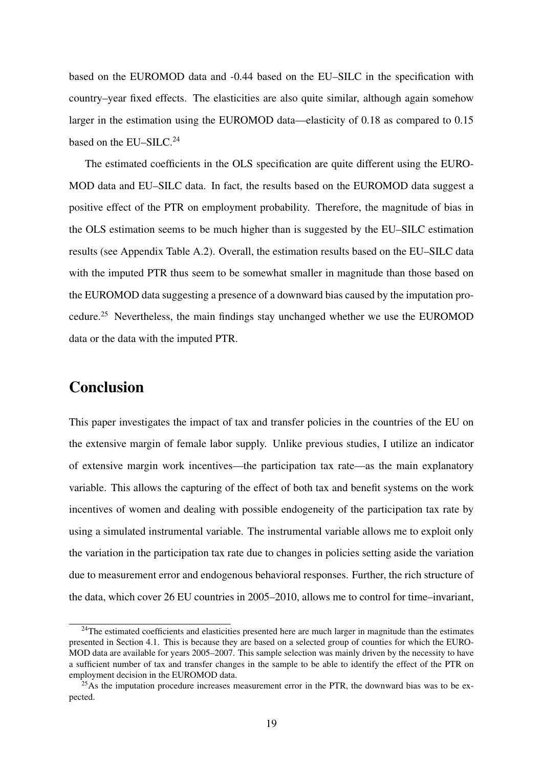based on the EUROMOD data and -0.44 based on the EU–SILC in the specification with country–year fixed effects. The elasticities are also quite similar, although again somehow larger in the estimation using the EUROMOD data—elasticity of 0.18 as compared to 0.15 based on the EU–SILC.[24]

The estimated coefficients in the OLS specification are quite different using the EUROMOD data and EU–SILC data. In fact, the results based on the EUROMOD data suggest a positive effect of the PTR on employment probability. Therefore, the magnitude of bias in the OLS estimation seems to be much higher than is suggested by the EU–SILC estimation results (see Appendix Table A.2). Overall, the estimation results based on the EU–SILC data with the imputed PTR thus seem to be somewhat smaller in magnitude than those based on the EUROMOD data suggesting a presence of a downward bias caused by the imputation procedure.[25] Nevertheless, the main findings stay unchanged whether we use the EUROMOD data or the data with the imputed PTR.

# Conclusion

This paper investigates the impact of tax and transfer policies in the countries of the EU on the extensive margin of female labor supply. Unlike previous studies, I utilize an indicator of extensive margin work incentives—the participation tax rate—as the main explanatory variable. This allows the capturing of the effect of both tax and benefit systems on the work incentives of women and dealing with possible endogeneity of the participation tax rate by using a simulated instrumental variable. The instrumental variable allows me to exploit only the variation in the participation tax rate due to changes in policies setting aside the variation due to measurement error and endogenous behavioral responses. Further, the rich structure of the data, which cover 26 EU countries in 2005–2010, allows me to control for time–invariant,

[24]The estimated coefficients and elasticities presented here are much larger in magnitude than the estimates presented in Section 4.1. This is because they are based on a selected group of counties for which the EUROMOD data are available for years 2005–2007. This sample selection was mainly driven by the necessity to have a sufficient number of tax and transfer changes in the sample to be able to identify the effect of the PTR on employment decision in the EUROMOD data.

[25]As the imputation procedure increases measurement error in the PTR, the downward bias was to be expected.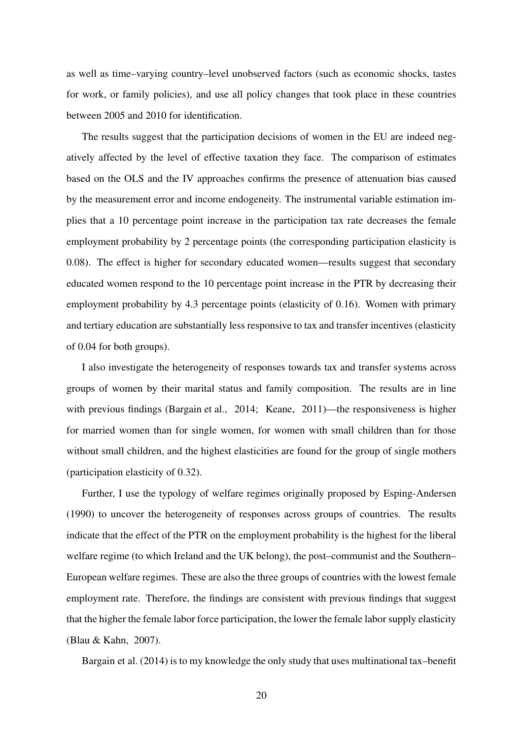as well as time–varying country–level unobserved factors (such as economic shocks, tastes for work, or family policies), and use all policy changes that took place in these countries between 2005 and 2010 for identification.

The results suggest that the participation decisions of women in the EU are indeed negatively affected by the level of effective taxation they face. The comparison of estimates based on the OLS and the IV approaches confirms the presence of attenuation bias caused by the measurement error and income endogeneity. The instrumental variable estimation implies that a 10 percentage point increase in the participation tax rate decreases the female employment probability by 2 percentage points (the corresponding participation elasticity is 0.08). The effect is higher for secondary educated women—results suggest that secondary educated women respond to the 10 percentage point increase in the PTR by decreasing their employment probability by 4.3 percentage points (elasticity of 0.16). Women with primary and tertiary education are substantially less responsive to tax and transfer incentives (elasticity of 0.04 for both groups).

I also investigate the heterogeneity of responses towards tax and transfer systems across groups of women by their marital status and family composition. The results are in line with previous findings (Bargain et al., 2014; Keane, 2011)—the responsiveness is higher for married women than for single women, for women with small children than for those without small children, and the highest elasticities are found for the group of single mothers (participation elasticity of 0.32).

Further, I use the typology of welfare regimes originally proposed by Esping-Andersen (1990) to uncover the heterogeneity of responses across groups of countries. The results indicate that the effect of the PTR on the employment probability is the highest for the liberal welfare regime (to which Ireland and the UK belong), the post–communist and the Southern–European welfare regimes. These are also the three groups of countries with the lowest female employment rate. Therefore, the findings are consistent with previous findings that suggest that the higher the female labor force participation, the lower the female labor supply elasticity (Blau & Kahn, 2007).

Bargain et al. (2014) is to my knowledge the only study that uses multinational tax–benefit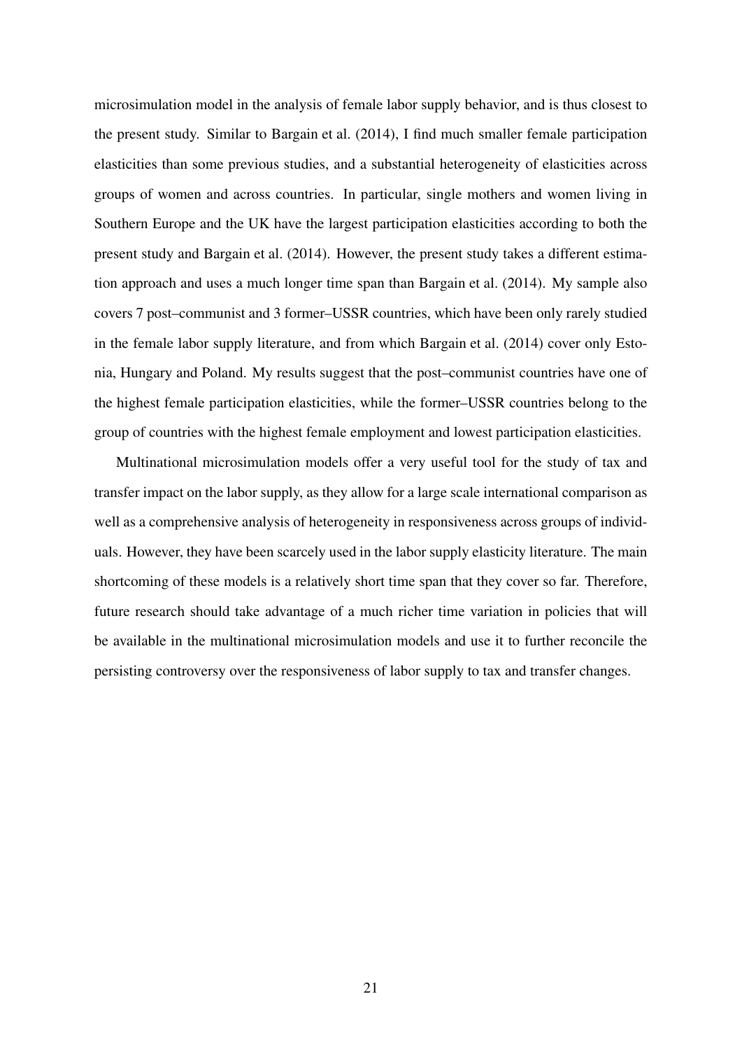microsimulation model in the analysis of female labor supply behavior, and is thus closest to the present study. Similar to Bargain et al. (2014), I find much smaller female participation elasticities than some previous studies, and a substantial heterogeneity of elasticities across groups of women and across countries. In particular, single mothers and women living in Southern Europe and the UK have the largest participation elasticities according to both the present study and Bargain et al. (2014). However, the present study takes a different estimation approach and uses a much longer time span than Bargain et al. (2014). My sample also covers 7 post–communist and 3 former–USSR countries, which have been only rarely studied in the female labor supply literature, and from which Bargain et al. (2014) cover only Estonia, Hungary and Poland. My results suggest that the post–communist countries have one of the highest female participation elasticities, while the former–USSR countries belong to the group of countries with the highest female employment and lowest participation elasticities.

Multinational microsimulation models offer a very useful tool for the study of tax and transfer impact on the labor supply, as they allow for a large scale international comparison as well as a comprehensive analysis of heterogeneity in responsiveness across groups of individuals. However, they have been scarcely used in the labor supply elasticity literature. The main shortcoming of these models is a relatively short time span that they cover so far. Therefore, future research should take advantage of a much richer time variation in policies that will be available in the multinational microsimulation models and use it to further reconcile the persisting controversy over the responsiveness of labor supply to tax and transfer changes.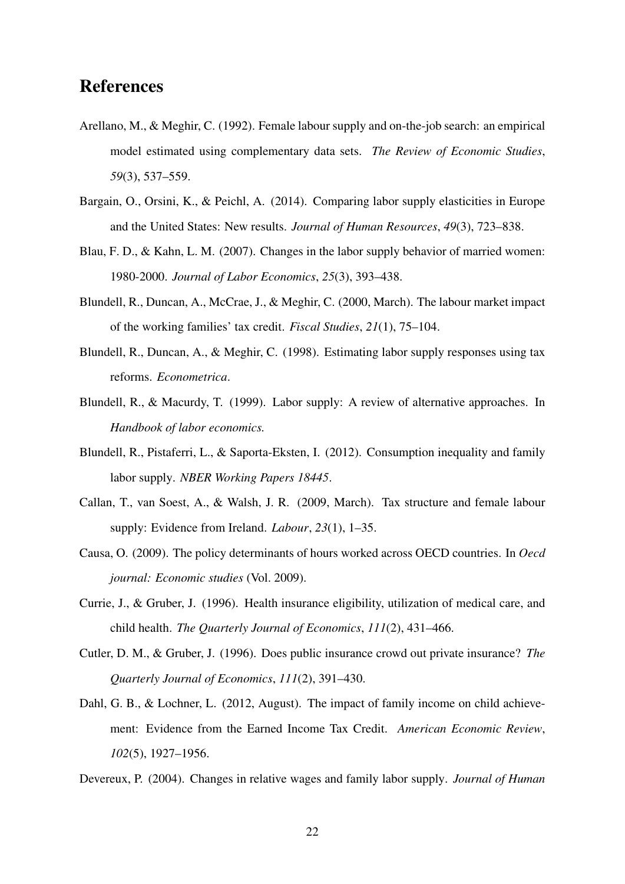# References

Arellano, M., & Meghir, C. (1992). Female labour supply and on-the-job search: an empirical model estimated using complementary data sets. *The Review of Economic Studies*, *59*(3), 537–559.

Bargain, O., Orsini, K., & Peichl, A. (2014). Comparing labor supply elasticities in Europe and the United States: New results. *Journal of Human Resources*, *49*(3), 723–838.

Blau, F. D., & Kahn, L. M. (2007). Changes in the labor supply behavior of married women: 1980-2000. *Journal of Labor Economics*, *25*(3), 393–438.

Blundell, R., Duncan, A., McCrae, J., & Meghir, C. (2000, March). The labour market impact of the working families' tax credit. *Fiscal Studies*, *21*(1), 75–104.

Blundell, R., Duncan, A., & Meghir, C. (1998). Estimating labor supply responses using tax reforms. *Econometrica*.

Blundell, R., & Macurdy, T. (1999). Labor supply: A review of alternative approaches. In *Handbook of labor economics.*

Blundell, R., Pistaferri, L., & Saporta-Eksten, I. (2012). Consumption inequality and family labor supply. *NBER Working Papers 18445*.

Callan, T., van Soest, A., & Walsh, J. R. (2009, March). Tax structure and female labour supply: Evidence from Ireland. *Labour*, *23*(1), 1–35.

Causa, O. (2009). The policy determinants of hours worked across OECD countries. In *Oecd journal: Economic studies* (Vol. 2009).

Currie, J., & Gruber, J. (1996). Health insurance eligibility, utilization of medical care, and child health. *The Quarterly Journal of Economics*, *111*(2), 431–466.

Cutler, D. M., & Gruber, J. (1996). Does public insurance crowd out private insurance? *The Quarterly Journal of Economics*, *111*(2), 391–430.

Dahl, G. B., & Lochner, L. (2012, August). The impact of family income on child achievement: Evidence from the Earned Income Tax Credit. *American Economic Review*, *102*(5), 1927–1956.

Devereux, P. (2004). Changes in relative wages and family labor supply. *Journal of Human*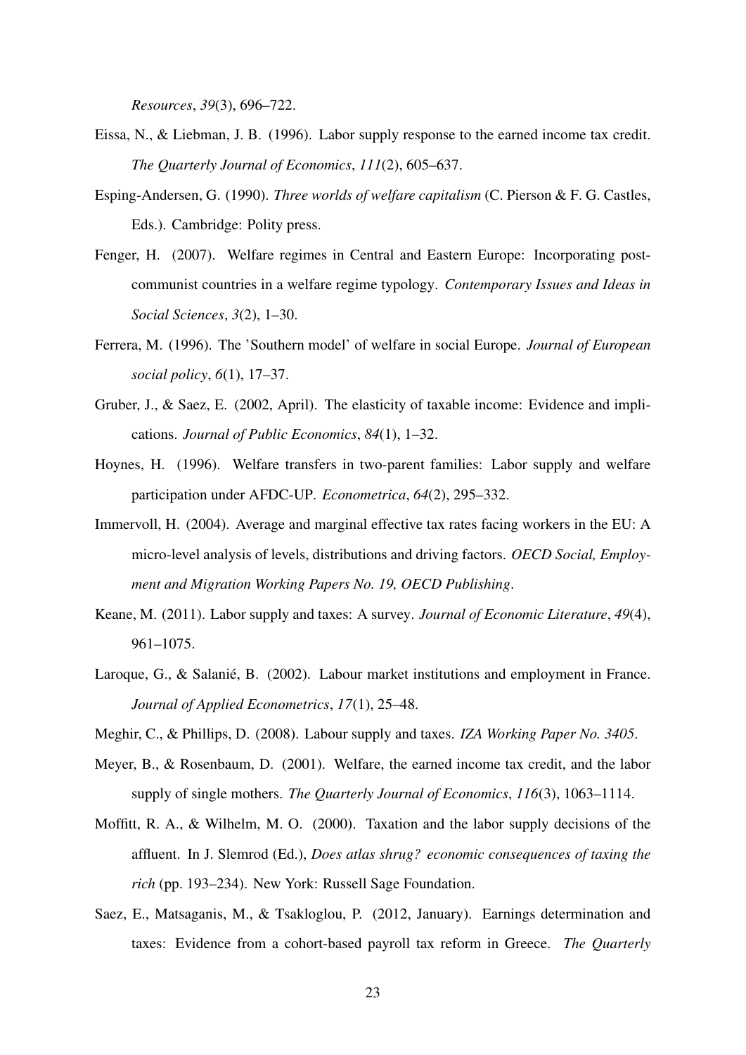*Resources*, *39*(3), 696–722.

Eissa, N., & Liebman, J. B. (1996). Labor supply response to the earned income tax credit. *The Quarterly Journal of Economics*, *111*(2), 605–637.

Esping-Andersen, G. (1990). *Three worlds of welfare capitalism* (C. Pierson & F. G. Castles, Eds.). Cambridge: Polity press.

Fenger, H. (2007). Welfare regimes in Central and Eastern Europe: Incorporating post-communist countries in a welfare regime typology. *Contemporary Issues and Ideas in Social Sciences*, *3*(2), 1–30.

Ferrera, M. (1996). The 'Southern model' of welfare in social Europe. *Journal of European social policy*, *6*(1), 17–37.

Gruber, J., & Saez, E. (2002, April). The elasticity of taxable income: Evidence and implications. *Journal of Public Economics*, *84*(1), 1–32.

Hoynes, H. (1996). Welfare transfers in two-parent families: Labor supply and welfare participation under AFDC-UP. *Econometrica*, *64*(2), 295–332.

Immervoll, H. (2004). Average and marginal effective tax rates facing workers in the EU: A micro-level analysis of levels, distributions and driving factors. *OECD Social, Employment and Migration Working Papers No. 19, OECD Publishing*.

Keane, M. (2011). Labor supply and taxes: A survey. *Journal of Economic Literature*, *49*(4), 961–1075.

Laroque, G., & Salanié, B. (2002). Labour market institutions and employment in France. *Journal of Applied Econometrics*, *17*(1), 25–48.

Meghir, C., & Phillips, D. (2008). Labour supply and taxes. *IZA Working Paper No. 3405*.

Meyer, B., & Rosenbaum, D. (2001). Welfare, the earned income tax credit, and the labor supply of single mothers. *The Quarterly Journal of Economics*, *116*(3), 1063–1114.

Moffitt, R. A., & Wilhelm, M. O. (2000). Taxation and the labor supply decisions of the affluent. In J. Slemrod (Ed.), *Does atlas shrug? economic consequences of taxing the rich* (pp. 193–234). New York: Russell Sage Foundation.

Saez, E., Matsaganis, M., & Tsakloglou, P. (2012, January). Earnings determination and taxes: Evidence from a cohort-based payroll tax reform in Greece. *The Quarterly*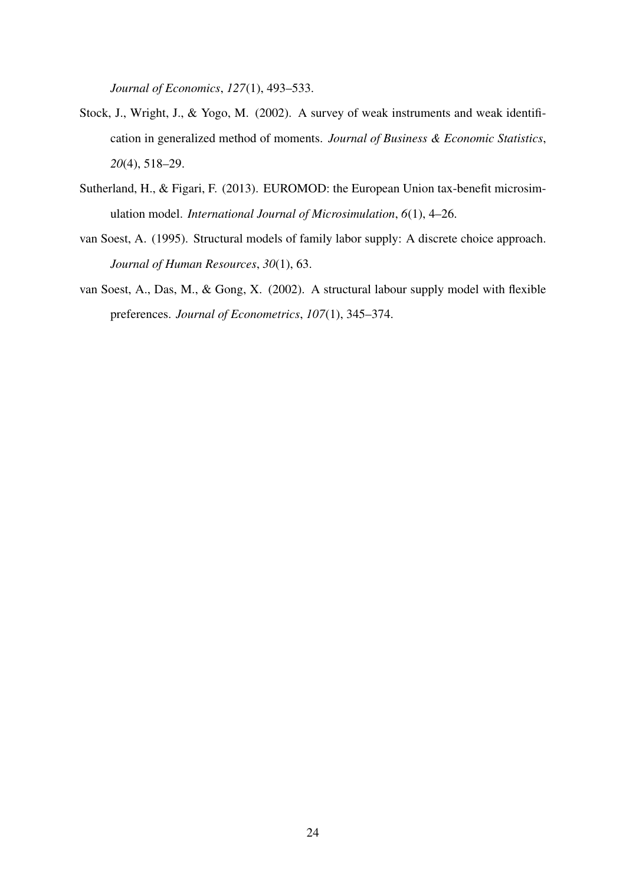*Journal of Economics*, *127*(1), 493–533.

Stock, J., Wright, J., & Yogo, M. (2002). A survey of weak instruments and weak identification in generalized method of moments. *Journal of Business & Economic Statistics*, *20*(4), 518–29.

Sutherland, H., & Figari, F. (2013). EUROMOD: the European Union tax-benefit microsimulation model. *International Journal of Microsimulation*, *6*(1), 4–26.

van Soest, A. (1995). Structural models of family labor supply: A discrete choice approach. *Journal of Human Resources*, *30*(1), 63.

van Soest, A., Das, M., & Gong, X. (2002). A structural labour supply model with flexible preferences. *Journal of Econometrics*, *107*(1), 345–374.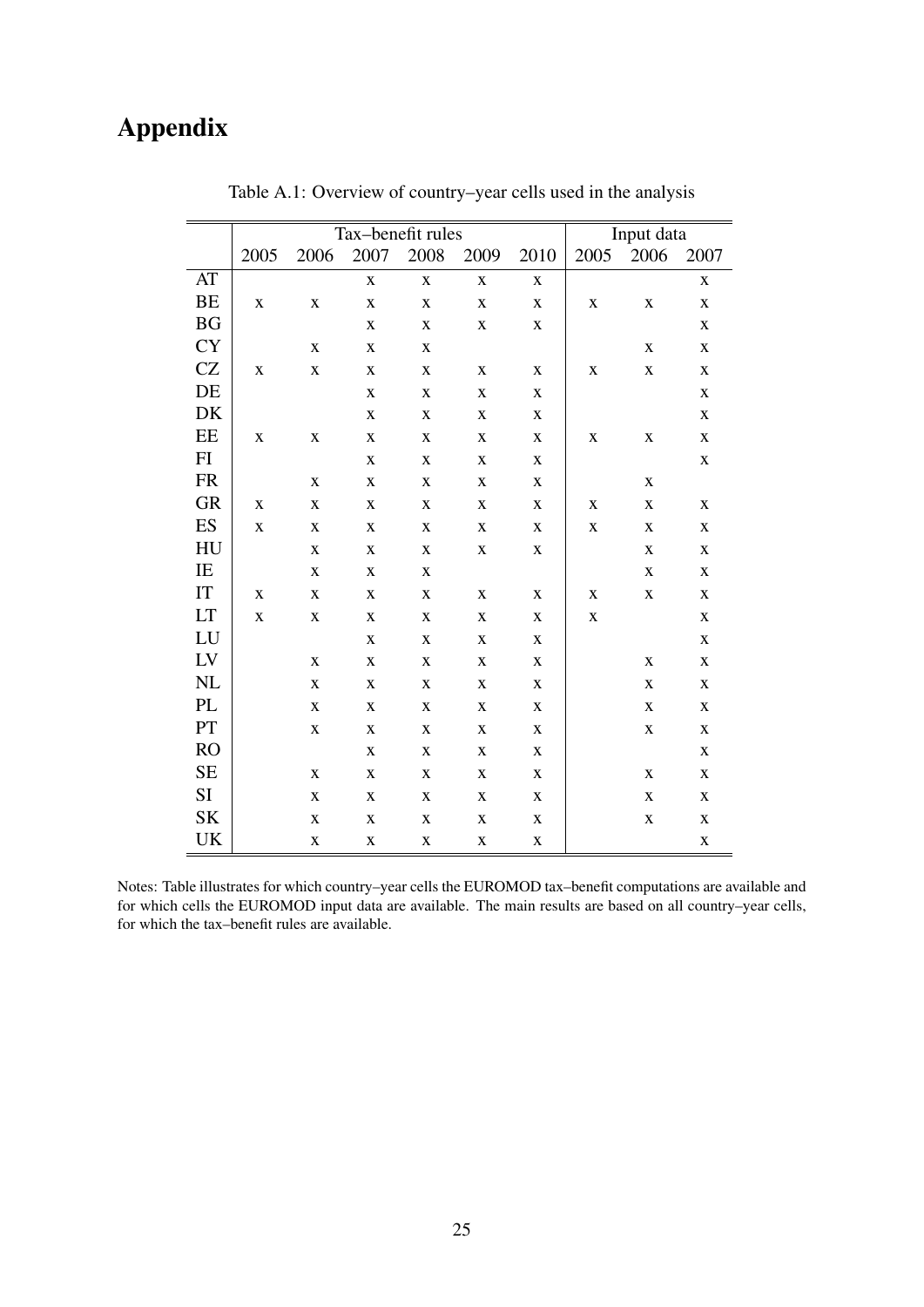# Appendix

Table A.1: Overview of country–year cells used in the analysis

| | Tax–benefit rules | | | | | | Input data | | |
|---|---|---|---|---|---|---|---|---|---|
| | 2005 | 2006 | 2007 | 2008 | 2009 | 2010 | 2005 | 2006 | 2007 |
| AT | | | x | x | x | x | | | x |
| BE | x | x | x | x | x | x | x | x | x |
| BG | | | x | x | x | x | | | x |
| CY | | x | x | x | | | | x | x |
| CZ | x | x | x | x | x | x | x | x | x |
| DE | | | x | x | x | x | | | x |
| DK | | | x | x | x | x | | | x |
| EE | x | x | x | x | x | x | x | x | x |
| FI | | | x | x | x | x | | | x |
| FR | | x | x | x | x | x | | x | |
| GR | x | x | x | x | x | x | x | x | x |
| ES | x | x | x | x | x | x | x | x | x |
| HU | | x | x | x | x | x | | x | x |
| IE | | x | x | x | | | | x | x |
| IT | x | x | x | x | x | x | x | x | x |
| LT | x | x | x | x | x | x | x | | x |
| LU | | | x | x | x | x | | | x |
| LV | | x | x | x | x | x | | x | x |
| NL | | x | x | x | x | x | | x | x |
| PL | | x | x | x | x | x | | x | x |
| PT | | x | x | x | x | x | | x | x |
| RO | | | x | x | x | x | | | x |
| SE | | x | x | x | x | x | | x | x |
| SI | | x | x | x | x | x | | x | x |
| SK | | x | x | x | x | x | | x | x |
| UK | | x | x | x | x | x | | | x |

Notes: Table illustrates for which country–year cells the EUROMOD tax–benefit computations are available and for which cells the EUROMOD input data are available. The main results are based on all country–year cells, for which the tax–benefit rules are available.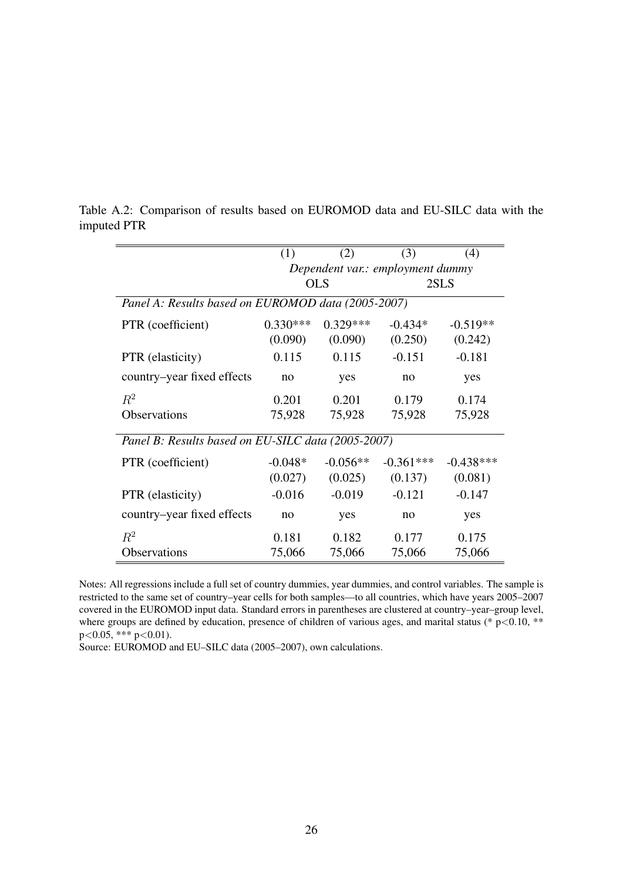Table A.2: Comparison of results based on EUROMOD data and EU-SILC data with the imputed PTR

| | (1) | (2) | (3) | (4) |
|---|---|---|---|---|
| | *Dependent var.: employment dummy* | | | |
| | OLS | | 2SLS | |
| *Panel A: Results based on EUROMOD data (2005-2007)* | | | | |
| PTR (coefficient) | 0.330*** | 0.329*** | -0.434* | -0.519** |
| | (0.090) | (0.090) | (0.250) | (0.242) |
| PTR (elasticity) | 0.115 | 0.115 | -0.151 | -0.181 |
| country–year fixed effects | no | yes | no | yes |
| $R^2$ | 0.201 | 0.201 | 0.179 | 0.174 |
| Observations | 75,928 | 75,928 | 75,928 | 75,928 |
| *Panel B: Results based on EU-SILC data (2005-2007)* | | | | |
| PTR (coefficient) | -0.048* | -0.056** | -0.361*** | -0.438*** |
| | (0.027) | (0.025) | (0.137) | (0.081) |
| PTR (elasticity) | -0.016 | -0.019 | -0.121 | -0.147 |
| country–year fixed effects | no | yes | no | yes |
| $R^2$ | 0.181 | 0.182 | 0.177 | 0.175 |
| Observations | 75,066 | 75,066 | 75,066 | 75,066 |

Notes: All regressions include a full set of country dummies, year dummies, and control variables. The sample is restricted to the same set of country–year cells for both samples—to all countries, which have years 2005–2007 covered in the EUROMOD input data. Standard errors in parentheses are clustered at country–year–group level, where groups are defined by education, presence of children of various ages, and marital status (* $p<0.10$, ** $p<0.05$, *** $p<0.01$).

Source: EUROMOD and EU–SILC data (2005–2007), own calculations.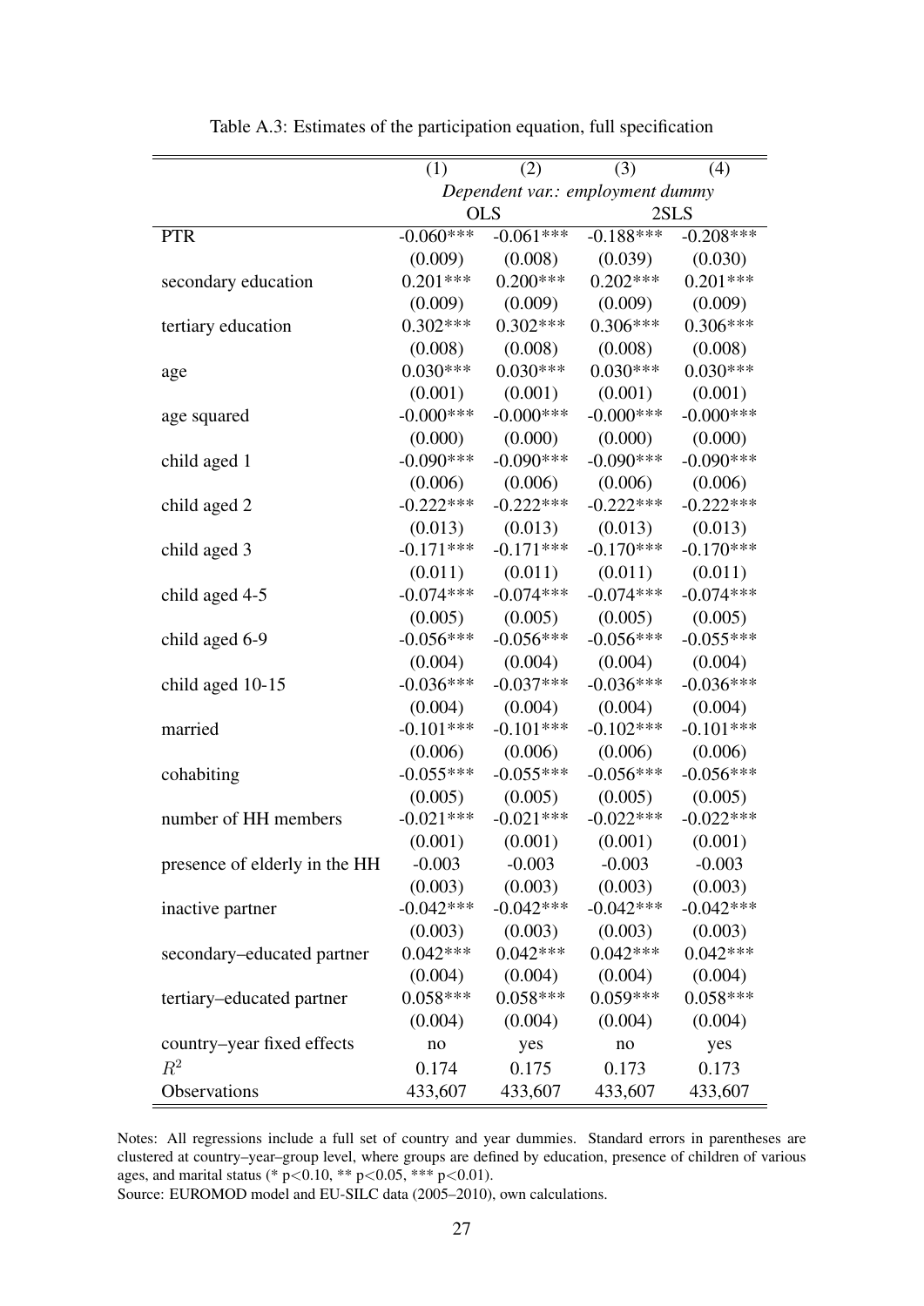Table A.3: Estimates of the participation equation, full specification

| | (1) | (2) | (3) | (4) |
|---|---|---|---|---|
| | *Dependent var.: employment dummy* | | | |
| | OLS | | 2SLS | |
| PTR | -0.060*** | -0.061*** | -0.188*** | -0.208*** |
| | (0.009) | (0.008) | (0.039) | (0.030) |
| secondary education | 0.201*** | 0.200*** | 0.202*** | 0.201*** |
| | (0.009) | (0.009) | (0.009) | (0.009) |
| tertiary education | 0.302*** | 0.302*** | 0.306*** | 0.306*** |
| | (0.008) | (0.008) | (0.008) | (0.008) |
| age | 0.030*** | 0.030*** | 0.030*** | 0.030*** |
| | (0.001) | (0.001) | (0.001) | (0.001) |
| age squared | -0.000*** | -0.000*** | -0.000*** | -0.000*** |
| | (0.000) | (0.000) | (0.000) | (0.000) |
| child aged 1 | -0.090*** | -0.090*** | -0.090*** | -0.090*** |
| | (0.006) | (0.006) | (0.006) | (0.006) |
| child aged 2 | -0.222*** | -0.222*** | -0.222*** | -0.222*** |
| | (0.013) | (0.013) | (0.013) | (0.013) |
| child aged 3 | -0.171*** | -0.171*** | -0.170*** | -0.170*** |
| | (0.011) | (0.011) | (0.011) | (0.011) |
| child aged 4-5 | -0.074*** | -0.074*** | -0.074*** | -0.074*** |
| | (0.005) | (0.005) | (0.005) | (0.005) |
| child aged 6-9 | -0.056*** | -0.056*** | -0.056*** | -0.055*** |
| | (0.004) | (0.004) | (0.004) | (0.004) |
| child aged 10-15 | -0.036*** | -0.037*** | -0.036*** | -0.036*** |
| | (0.004) | (0.004) | (0.004) | (0.004) |
| married | -0.101*** | -0.101*** | -0.102*** | -0.101*** |
| | (0.006) | (0.006) | (0.006) | (0.006) |
| cohabiting | -0.055*** | -0.055*** | -0.056*** | -0.056*** |
| | (0.005) | (0.005) | (0.005) | (0.005) |
| number of HH members | -0.021*** | -0.021*** | -0.022*** | -0.022*** |
| | (0.001) | (0.001) | (0.001) | (0.001) |
| presence of elderly in the HH | -0.003 | -0.003 | -0.003 | -0.003 |
| | (0.003) | (0.003) | (0.003) | (0.003) |
| inactive partner | -0.042*** | -0.042*** | -0.042*** | -0.042*** |
| | (0.003) | (0.003) | (0.003) | (0.003) |
| secondary–educated partner | 0.042*** | 0.042*** | 0.042*** | 0.042*** |
| | (0.004) | (0.004) | (0.004) | (0.004) |
| tertiary–educated partner | 0.058*** | 0.058*** | 0.059*** | 0.058*** |
| | (0.004) | (0.004) | (0.004) | (0.004) |
| country–year fixed effects | no | yes | no | yes |
| $R^2$ | 0.174 | 0.175 | 0.173 | 0.173 |
| Observations | 433,607 | 433,607 | 433,607 | 433,607 |

Notes: All regressions include a full set of country and year dummies. Standard errors in parentheses are clustered at country–year–group level, where groups are defined by education, presence of children of various ages, and marital status (* $p<0.10$, ** $p<0.05$, *** $p<0.01$).
Source: EUROMOD model and EU-SILC data (2005–2010), own calculations.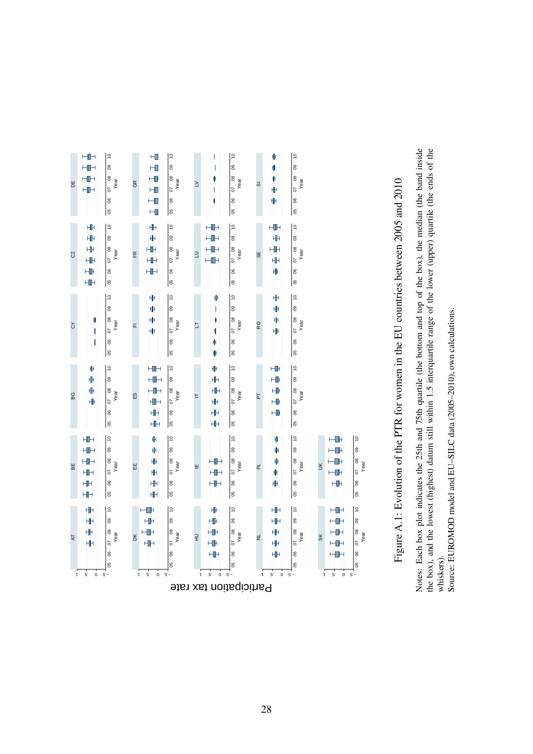Participation tax rate

AT BE BG CY CZ DE

DK EE ES FI FR GR

HU IE IT LT LU LV

NL PL PT RO SE SI

SK UK

1 .5 0 -.5

05 06 07 08 09 10
Year

Figure A.1: Evolution of the PTR for women in the EU countries between 2005 and 2010

Notes: Each box plot indicates the 25th and 75th quartile (the bottom and top of the box), the median (the band inside the box), and the lowest (highest) datum still within 1.5 interquartile range of the lower (upper) quartile (the ends of the whiskers).
Source: EUROMOD model and EU-SILC data (2005–2010), own calculations.